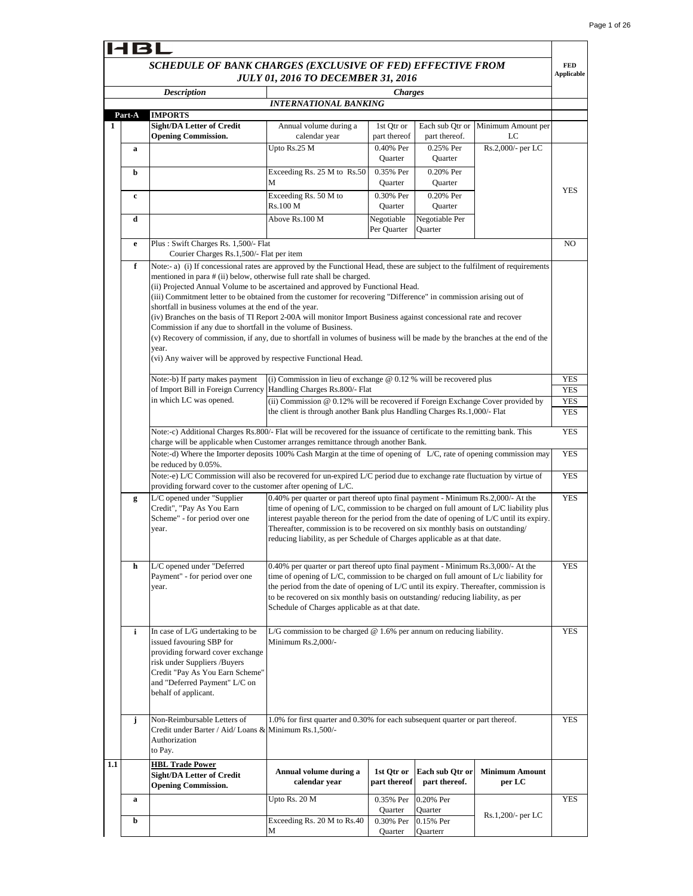HBL

## SCHEDULE OF BANK CHARGES (EXCLUSIVE OF FED) EFFECTIVE FROM JULY 01, 2016 TO DECEMBER 31, 2016

| | | Description | Charges | | | | FED Applicable |
|---|---|---|---|---|---|---|---|
| | | | **INTERNATIONAL BANKING** | | | | |
| **Part-A** | | **IMPORTS** | | | | | |
| **1** | | **Sight/DA Letter of Credit Opening Commission.** | Annual volume during a calendar year | 1st Qtr or part thereof | Each sub Qtr or part thereof. | Minimum Amount per LC | |
| | **a** | | Upto Rs.25 M | 0.40% Per Quarter | 0.25% Per Quarter | Rs.2,000/- per LC | YES |
| | **b** | | Exceeding Rs. 25 M to Rs.50 M | 0.35% Per Quarter | 0.20% Per Quarter | | |
| | **c** | | Exceeding Rs. 50 M to Rs.100 M | 0.30% Per Quarter | 0.20% Per Quarter | | |
| | **d** | | Above Rs.100 M | Negotiable Per Quarter | Negotiable Per Quarter | | |
| | **e** | Plus : Swift Charges Rs. 1,500/- Flat<br>Courier Charges Rs.1,500/- Flat per item | | | | | NO |
| | **f** | Note:- a) (i) If concessional rates are approved by the Functional Head, these are subject to the fulfilment of requirements mentioned in para # (ii) below, otherwise full rate shall be charged.<br>(ii) Projected Annual Volume to be ascertained and approved by Functional Head.<br>(iii) Commitment letter to be obtained from the customer for recovering "Difference" in commission arising out of shortfall in business volumes at the end of the year.<br>(iv) Branches on the basis of TI Report 2-00A will monitor Import Business against concessional rate and recover Commission if any due to shortfall in the volume of Business.<br>(v) Recovery of commission, if any, due to shortfall in volumes of business will be made by the branches at the end of the year.<br>(vi) Any waiver will be approved by respective Functional Head. | | | | | |
| | | Note:-b) If party makes payment of Import Bill in Foreign Currency in which LC was opened. | (i) Commission in lieu of exchange @ 0.12 % will be recovered plus Handling Charges Rs.800/- Flat | | | | YES<br>YES |
| | | | (ii) Commission @ 0.12% will be recovered if Foreign Exchange Cover provided by the client is through another Bank plus Handling Charges Rs.1,000/- Flat | | | | YES<br>YES |
| | | Note:-c) Additional Charges Rs.800/- Flat will be recovered for the issuance of certificate to the remitting bank. This charge will be applicable when Customer arranges remittance through another Bank. | | | | | YES |
| | | Note:-d) Where the Importer deposits 100% Cash Margin at the time of opening of L/C, rate of opening commission may be reduced by 0.05%. | | | | | YES |
| | | Note:-e) L/C Commission will also be recovered for un-expired L/C period due to exchange rate fluctuation by virtue of providing forward cover to the customer after opening of L/C. | | | | | YES |
| | **g** | L/C opened under "Supplier Credit", "Pay As You Earn Scheme" - for period over one year. | 0.40% per quarter or part thereof upto final payment - Minimum Rs.2,000/- At the time of opening of L/C, commission to be charged on full amount of L/C liability plus interest payable thereon for the period from the date of opening of L/C until its expiry. Thereafter, commission is to be recovered on six monthly basis on outstanding/ reducing liability, as per Schedule of Charges applicable as at that date. | | | | YES |
| | **h** | L/C opened under "Deferred Payment" - for period over one year. | 0.40% per quarter or part thereof upto final payment - Minimum Rs.3,000/- At the time of opening of L/C, commission to be charged on full amount of L/c liability for the period from the date of opening of L/C until its expiry. Thereafter, commission is to be recovered on six monthly basis on outstanding/ reducing liability, as per Schedule of Charges applicable as at that date. | | | | YES |
| | **i** | In case of L/G undertaking to be issued favouring SBP for providing forward cover exchange risk under Suppliers /Buyers Credit "Pay As You Earn Scheme" and "Deferred Payment" L/C on behalf of applicant. | L/G commission to be charged @ 1.6% per annum on reducing liability. Minimum Rs.2,000/- | | | | YES |
| | **j** | Non-Reimbursable Letters of Credit under Barter / Aid/ Loans & Authorization to Pay. | 1.0% for first quarter and 0.30% for each subsequent quarter or part thereof. Minimum Rs.1,500/- | | | | YES |
| **1.1** | | **HBL Trade Power Sight/DA Letter of Credit Opening Commission.** | **Annual volume during a calendar year** | **1st Qtr or part thereof** | **Each sub Qtr or part thereof.** | **Minimum Amount per LC** | |
| | **a** | | Upto Rs. 20 M | 0.35% Per Quarter | 0.20% Per Quarter | Rs.1,200/- per LC | YES |
| | **b** | | Exceeding Rs. 20 M to Rs.40 M | 0.30% Per Quarter | 0.15% Per Quarterr | | |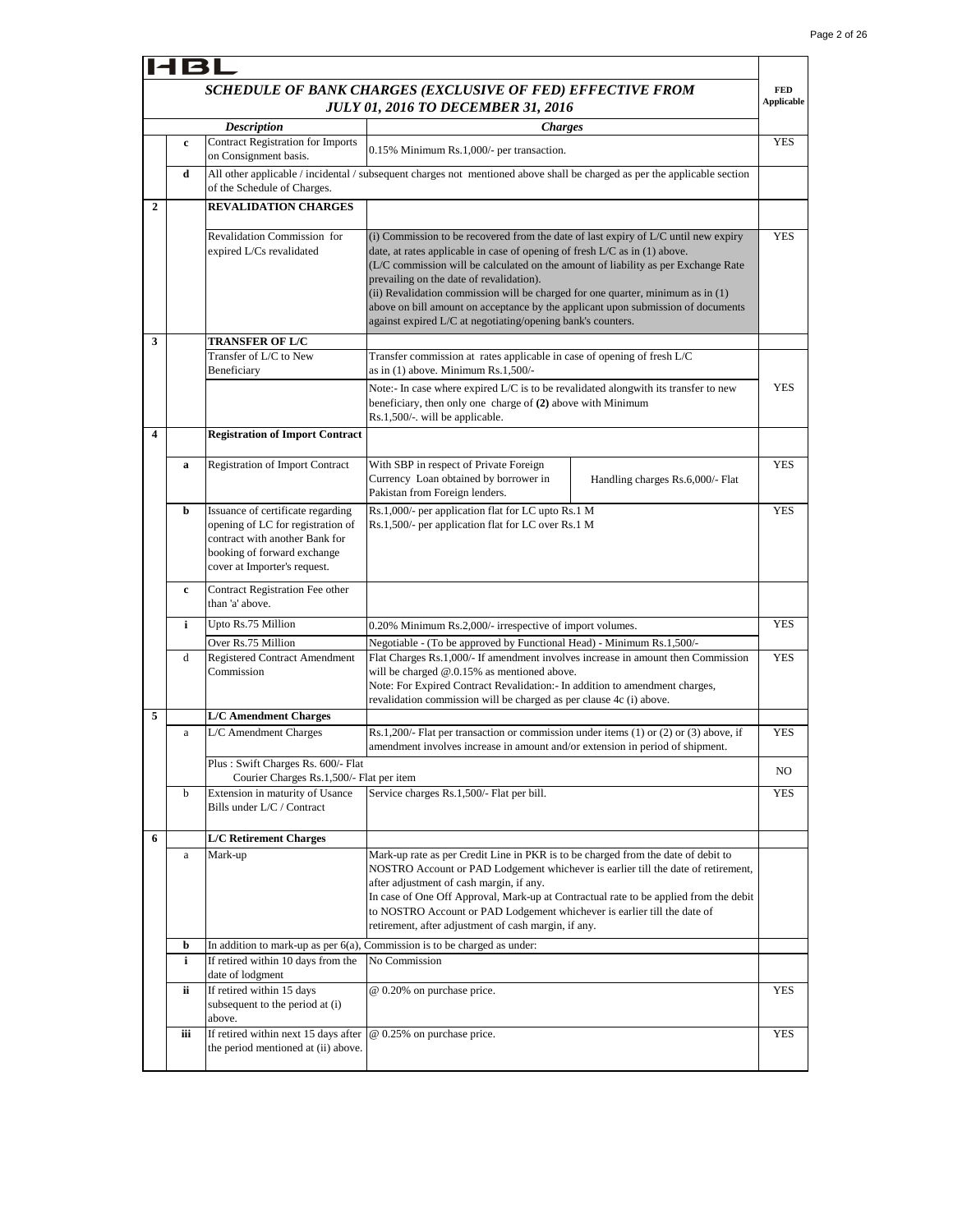HBL

## SCHEDULE OF BANK CHARGES (EXCLUSIVE OF FED) EFFECTIVE FROM JULY 01, 2016 TO DECEMBER 31, 2016

| | | Description | Charges | | FED Applicable |
|---|---|---|---|---|---|
| | c | Contract Registration for Imports on Consignment basis. | 0.15% Minimum Rs.1,000/- per transaction. | | YES |
| | d | All other applicable / incidental / subsequent charges not mentioned above shall be charged as per the applicable section of the Schedule of Charges. | | | |
| 2 | | **REVALIDATION CHARGES** | | | |
| | | Revalidation Commission for expired L/Cs revalidated | (i) Commission to be recovered from the date of last expiry of L/C until new expiry date, at rates applicable in case of opening of fresh L/C as in (1) above. (L/C commission will be calculated on the amount of liability as per Exchange Rate prevailing on the date of revalidation). (ii) Revalidation commission will be charged for one quarter, minimum as in (1) above on bill amount on acceptance by the applicant upon submission of documents against expired L/C at negotiating/opening bank's counters. | | YES |
| 3 | | **TRANSFER OF L/C** | | | |
| | | Transfer of L/C to New Beneficiary | Transfer commission at rates applicable in case of opening of fresh L/C as in (1) above. Minimum Rs.1,500/- | | YES |
| | | | Note:- In case where expired L/C is to be revalidated alongwith its transfer to new beneficiary, then only one charge of **(2)** above with Minimum Rs.1,500/-. will be applicable. | | |
| 4 | | **Registration of Import Contract** | | | |
| | a | Registration of Import Contract | With SBP in respect of Private Foreign Currency Loan obtained by borrower in Pakistan from Foreign lenders. | Handling charges Rs.6,000/- Flat | YES |
| | b | Issuance of certificate regarding opening of LC for registration of contract with another Bank for booking of forward exchange cover at Importer's request. | Rs.1,000/- per application flat for LC upto Rs.1 M<br>Rs.1,500/- per application flat for LC over Rs.1 M | | YES |
| | c | Contract Registration Fee other than 'a' above. | | | |
| | i | Upto Rs.75 Million | 0.20% Minimum Rs.2,000/- irrespective of import volumes. | | YES |
| | | Over Rs.75 Million | Negotiable - (To be approved by Functional Head) - Minimum Rs.1,500/- | | |
| | d | Registered Contract Amendment Commission | Flat Charges Rs.1,000/- If amendment involves increase in amount then Commission will be charged @.0.15% as mentioned above.<br>Note: For Expired Contract Revalidation:- In addition to amendment charges, revalidation commission will be charged as per clause 4c (i) above. | | YES |
| 5 | | **L/C Amendment Charges** | | | |
| | a | L/C Amendment Charges | Rs.1,200/- Flat per transaction or commission under items (1) or (2) or (3) above, if amendment involves increase in amount and/or extension in period of shipment. | | YES |
| | | Plus : Swift Charges Rs. 600/- Flat<br>Courier Charges Rs.1,500/- Flat per item | | | NO |
| | b | Extension in maturity of Usance Bills under L/C / Contract | Service charges Rs.1,500/- Flat per bill. | | YES |
| 6 | | **L/C Retirement Charges** | | | |
| | a | Mark-up | Mark-up rate as per Credit Line in PKR is to be charged from the date of debit to NOSTRO Account or PAD Lodgement whichever is earlier till the date of retirement, after adjustment of cash margin, if any.<br>In case of One Off Approval, Mark-up at Contractual rate to be applied from the debit to NOSTRO Account or PAD Lodgement whichever is earlier till the date of retirement, after adjustment of cash margin, if any. | | |
| | b | In addition to mark-up as per 6(a), Commission is to be charged as under: | | | |
| | i | If retired within 10 days from the date of lodgment | No Commission | | |
| | ii | If retired within 15 days subsequent to the period at (i) above. | @ 0.20% on purchase price. | | YES |
| | iii | If retired within next 15 days after the period mentioned at (ii) above. | @ 0.25% on purchase price. | | YES |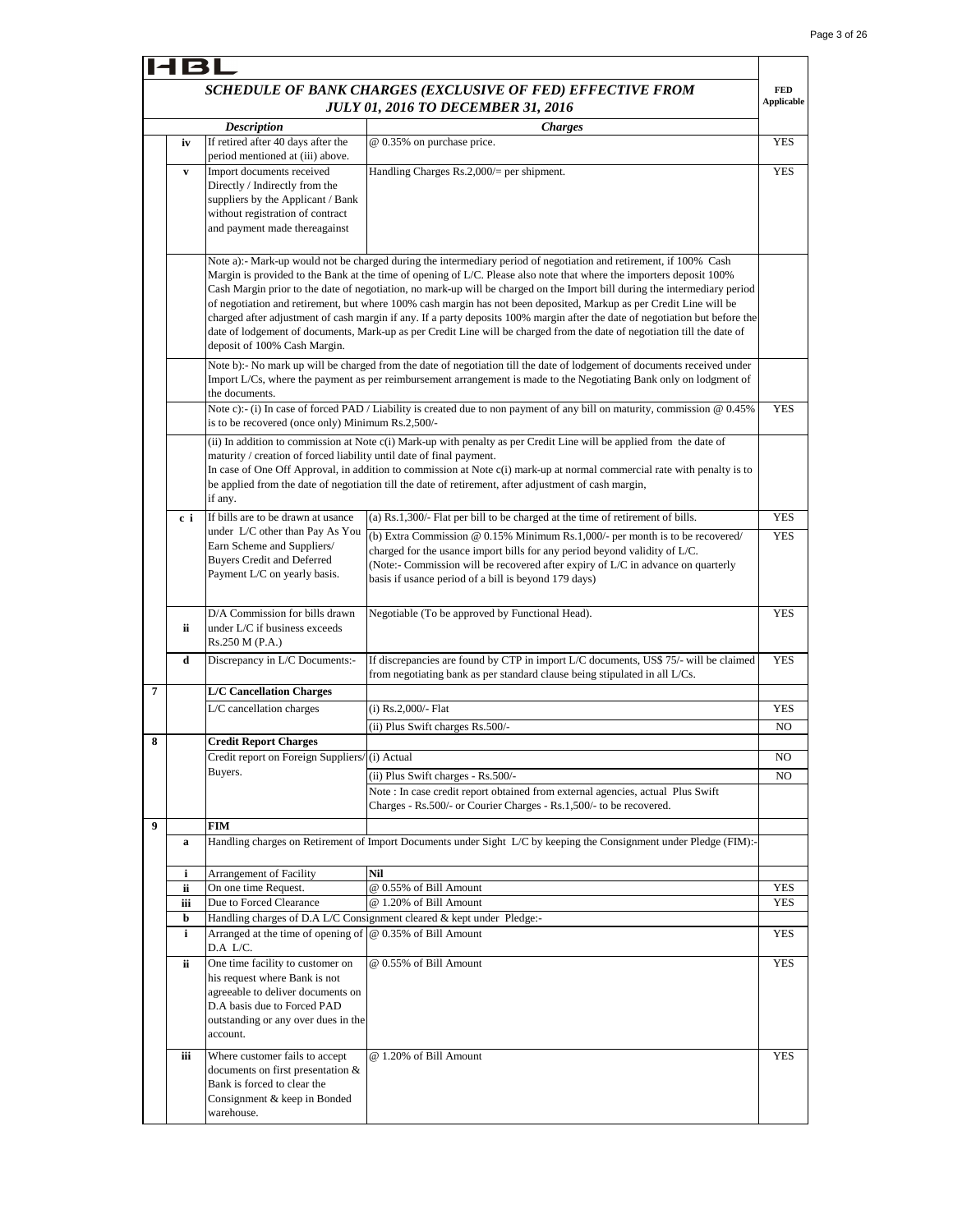HBL

## SCHEDULE OF BANK CHARGES (EXCLUSIVE OF FED) EFFECTIVE FROM JULY 01, 2016 TO DECEMBER 31, 2016

| | | Description | Charges | FED Applicable |
|---|---|---|---|---|
| | iv | If retired after 40 days after the period mentioned at (iii) above. | @ 0.35% on purchase price. | YES |
| | v | Import documents received Directly / Indirectly from the suppliers by the Applicant / Bank without registration of contract and payment made thereagainst | Handling Charges Rs.2,000/= per shipment. | YES |
| | | Note a):- Mark-up would not be charged during the intermediary period of negotiation and retirement, if 100% Cash Margin is provided to the Bank at the time of opening of L/C. Please also note that where the importers deposit 100% Cash Margin prior to the date of negotiation, no mark-up will be charged on the Import bill during the intermediary period of negotiation and retirement, but where 100% cash margin has not been deposited, Markup as per Credit Line will be charged after adjustment of cash margin if any. If a party deposits 100% margin after the date of negotiation but before the date of lodgement of documents, Mark-up as per Credit Line will be charged from the date of negotiation till the date of deposit of 100% Cash Margin. | | |
| | | Note b):- No mark up will be charged from the date of negotiation till the date of lodgement of documents received under Import L/Cs, where the payment as per reimbursement arrangement is made to the Negotiating Bank only on lodgment of the documents. | | |
| | | Note c):- (i) In case of forced PAD / Liability is created due to non payment of any bill on maturity, commission @ 0.45% is to be recovered (once only) Minimum Rs.2,500/- | | YES |
| | | (ii) In addition to commission at Note c(i) Mark-up with penalty as per Credit Line will be applied from the date of maturity / creation of forced liability until date of final payment. In case of One Off Approval, in addition to commission at Note c(i) mark-up at normal commercial rate with penalty is to be applied from the date of negotiation till the date of retirement, after adjustment of cash margin, if any. | | |
| | c i | If bills are to be drawn at usance under L/C other than Pay As You Earn Scheme and Suppliers/ Buyers Credit and Deferred Payment L/C on yearly basis. | (a) Rs.1,300/- Flat per bill to be charged at the time of retirement of bills. | YES |
| | | | (b) Extra Commission @ 0.15% Minimum Rs.1,000/- per month is to be recovered/ charged for the usance import bills for any period beyond validity of L/C. (Note:- Commission will be recovered after expiry of L/C in advance on quarterly basis if usance period of a bill is beyond 179 days) | YES |
| | ii | D/A Commission for bills drawn under L/C if business exceeds Rs.250 M (P.A.) | Negotiable (To be approved by Functional Head). | YES |
| | d | Discrepancy in L/C Documents:- | If discrepancies are found by CTP in import L/C documents, US$ 75/- will be claimed from negotiating bank as per standard clause being stipulated in all L/Cs. | YES |
| 7 | | **L/C Cancellation Charges** | | |
| | | L/C cancellation charges | (i) Rs.2,000/- Flat | YES |
| | | | (ii) Plus Swift charges Rs.500/- | NO |
| 8 | | **Credit Report Charges** | | |
| | | Credit report on Foreign Suppliers/ Buyers. | (i) Actual | NO |
| | | | (ii) Plus Swift charges - Rs.500/- | NO |
| | | | Note : In case credit report obtained from external agencies, actual Plus Swift Charges - Rs.500/- or Courier Charges - Rs.1,500/- to be recovered. | |
| 9 | | **FIM** | | |
| | a | Handling charges on Retirement of Import Documents under Sight L/C by keeping the Consignment under Pledge (FIM):- | | |
| | i | Arrangement of Facility | **Nil** | |
| | ii | On one time Request. | @ 0.55% of Bill Amount | YES |
| | iii | Due to Forced Clearance | @ 1.20% of Bill Amount | YES |
| | b | Handling charges of D.A L/C Consignment cleared & kept under Pledge:- | | |
| | i | Arranged at the time of opening of D.A L/C. | @ 0.35% of Bill Amount | YES |
| | ii | One time facility to customer on his request where Bank is not agreeable to deliver documents on D.A basis due to Forced PAD outstanding or any over dues in the account. | @ 0.55% of Bill Amount | YES |
| | iii | Where customer fails to accept documents on first presentation & Bank is forced to clear the Consignment & keep in Bonded warehouse. | @ 1.20% of Bill Amount | YES |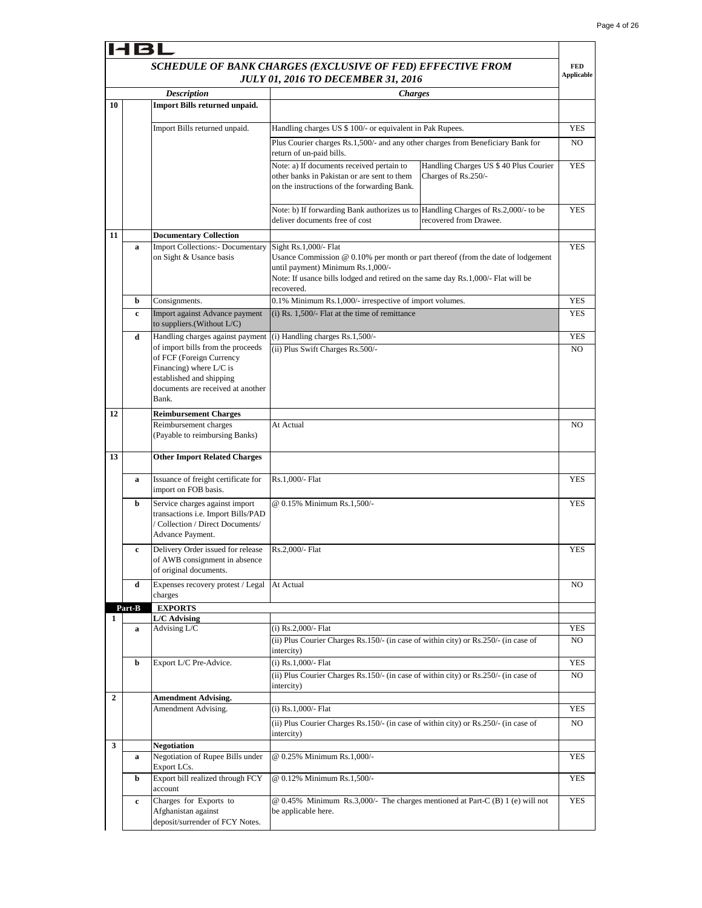# HBL

## SCHEDULE OF BANK CHARGES (EXCLUSIVE OF FED) EFFECTIVE FROM JULY 01, 2016 TO DECEMBER 31, 2016

| | | Description | Charges | | FED Applicable |
|---|---|---|---|---|---|
| **10** | | **Import Bills returned unpaid.** | | | |
| | | Import Bills returned unpaid. | Handling charges US $ 100/- or equivalent in Pak Rupees. | | YES |
| | | | Plus Courier charges Rs.1,500/- and any other charges from Beneficiary Bank for return of un-paid bills. | | NO |
| | | | Note: a) If documents received pertain to other banks in Pakistan or are sent to them on the instructions of the forwarding Bank. | Handling Charges US $ 40 Plus Courier Charges of Rs.250/- | YES |
| | | | Note: b) If forwarding Bank authorizes us to deliver documents free of cost | Handling Charges of Rs.2,000/- to be recovered from Drawee. | YES |
| **11** | | **Documentary Collection** | | | |
| | **a** | Import Collections:- Documentary on Sight & Usance basis | Sight Rs.1,000/- Flat<br>Usance Commission @ 0.10% per month or part thereof (from the date of lodgement until payment) Minimum Rs.1,000/-<br>Note: If usance bills lodged and retired on the same day Rs.1,000/- Flat will be recovered. | | YES |
| | **b** | Consignments. | 0.1% Minimum Rs.1,000/- irrespective of import volumes. | | YES |
| | **c** | Import against Advance payment to suppliers.(Without L/C) | (i) Rs. 1,500/- Flat at the time of remittance | | YES |
| | **d** | Handling charges against payment of import bills from the proceeds of FCF (Foreign Currency Financing) where L/C is established and shipping documents are received at another Bank. | (i) Handling charges Rs.1,500/- | | YES |
| | | | (ii) Plus Swift Charges Rs.500/- | | NO |
| **12** | | **Reimbursement Charges** | | | |
| | | Reimbursement charges (Payable to reimbursing Banks) | At Actual | | NO |
| **13** | | **Other Import Related Charges** | | | |
| | **a** | Issuance of freight certificate for import on FOB basis. | Rs.1,000/- Flat | | YES |
| | **b** | Service charges against import transactions i.e. Import Bills/PAD / Collection / Direct Documents/ Advance Payment. | @ 0.15% Minimum Rs.1,500/- | | YES |
| | **c** | Delivery Order issued for release of AWB consignment in absence of original documents. | Rs.2,000/- Flat | | YES |
| | **d** | Expenses recovery protest / Legal charges | At Actual | | NO |
| **Part-B** | | **EXPORTS** | | | |
| **1** | | **L/C Advising** | | | |
| | **a** | Advising L/C | (i) Rs.2,000/- Flat | | YES |
| | | | (ii) Plus Courier Charges Rs.150/- (in case of within city) or Rs.250/- (in case of intercity) | | NO |
| | **b** | Export L/C Pre-Advice. | (i) Rs.1,000/- Flat | | YES |
| | | | (ii) Plus Courier Charges Rs.150/- (in case of within city) or Rs.250/- (in case of intercity) | | NO |
| **2** | | **Amendment Advising.** | | | |
| | | Amendment Advising. | (i) Rs.1,000/- Flat | | YES |
| | | | (ii) Plus Courier Charges Rs.150/- (in case of within city) or Rs.250/- (in case of intercity) | | NO |
| **3** | | **Negotiation** | | | |
| | **a** | Negotiation of Rupee Bills under Export LCs. | @ 0.25% Minimum Rs.1,000/- | | YES |
| | **b** | Export bill realized through FCY account | @ 0.12% Minimum Rs.1,500/- | | YES |
| | **c** | Charges for Exports to Afghanistan against deposit/surrender of FCY Notes. | @ 0.45% Minimum Rs.3,000/- The charges mentioned at Part-C (B) 1 (e) will not be applicable here. | | YES |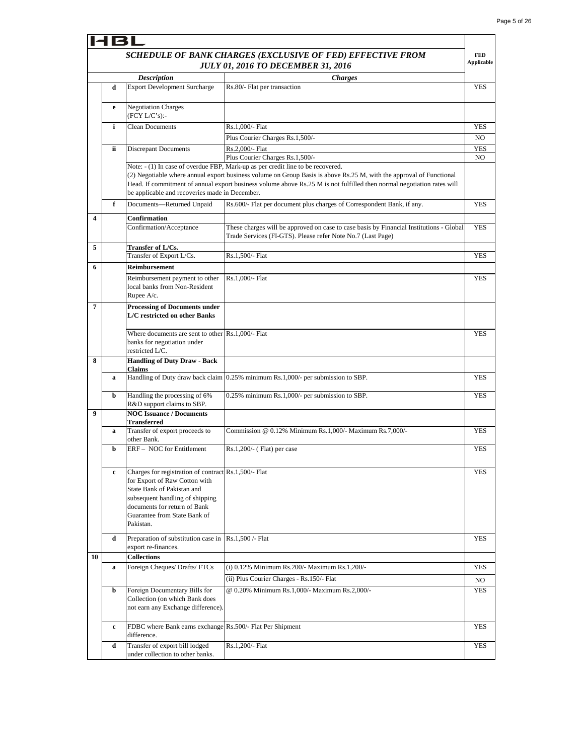HBL

## SCHEDULE OF BANK CHARGES (EXCLUSIVE OF FED) EFFECTIVE FROM JULY 01, 2016 TO DECEMBER 31, 2016

| | | Description | Charges | FED Applicable |
|---|---|---|---|---|
| | d | Export Development Surcharge | Rs.80/- Flat per transaction | YES |
| | e | Negotiation Charges (FCY L/C's):- | | |
| | i | Clean Documents | Rs.1,000/- Flat | YES |
| | | | Plus Courier Charges Rs.1,500/- | NO |
| | ii | Discrepant Documents | Rs.2,000/- Flat | YES |
| | | | Plus Courier Charges Rs.1,500/- | NO |
| | | Note: - (1) In case of overdue FBP, Mark-up as per credit line to be recovered. (2) Negotiable where annual export business volume on Group Basis is above Rs.25 M, with the approval of Functional Head. If commitment of annual export business volume above Rs.25 M is not fulfilled then normal negotiation rates will be applicable and recoveries made in December. | | |
| | f | Documents—Returned Unpaid | Rs.600/- Flat per document plus charges of Correspondent Bank, if any. | YES |
| 4 | | **Confirmation** | | |
| | | Confirmation/Acceptance | These charges will be approved on case to case basis by Financial Institutions - Global Trade Services (FI-GTS). Please refer Note No.7 (Last Page) | YES |
| 5 | | **Transfer of L/Cs.** | | |
| | | Transfer of Export L/Cs. | Rs.1,500/- Flat | YES |
| 6 | | **Reimbursement** | | |
| | | Reimbursement payment to other local banks from Non-Resident Rupee A/c. | Rs.1,000/- Flat | YES |
| 7 | | **Processing of Documents under L/C restricted on other Banks** | | |
| | | Where documents are sent to other banks for negotiation under restricted L/C. | Rs.1,000/- Flat | YES |
| 8 | | **Handling of Duty Draw - Back Claims** | | |
| | a | Handling of Duty draw back claim | 0.25% minimum Rs.1,000/- per submission to SBP. | YES |
| | b | Handling the processing of 6% R&D support claims to SBP. | 0.25% minimum Rs.1,000/- per submission to SBP. | YES |
| 9 | | **NOC Issuance / Documents Transferred** | | |
| | a | Transfer of export proceeds to other Bank. | Commission @ 0.12% Minimum Rs.1,000/- Maximum Rs.7,000/- | YES |
| | b | ERF – NOC for Entitlement | Rs.1,200/- ( Flat) per case | YES |
| | c | Charges for registration of contract for Export of Raw Cotton with State Bank of Pakistan and subsequent handling of shipping documents for return of Bank Guarantee from State Bank of Pakistan. | Rs.1,500/- Flat | YES |
| | d | Preparation of substitution case in export re-finances. | Rs.1,500 /- Flat | YES |
| 10 | | **Collections** | | |
| | a | Foreign Cheques/ Drafts/ FTCs | (i) 0.12% Minimum Rs.200/- Maximum Rs.1,200/- | YES |
| | | | (ii) Plus Courier Charges - Rs.150/- Flat | NO |
| | b | Foreign Documentary Bills for Collection (on which Bank does not earn any Exchange difference). | @ 0.20% Minimum Rs.1,000/- Maximum Rs.2,000/- | YES |
| | c | FDBC where Bank earns exchange difference. | Rs.500/- Flat Per Shipment | YES |
| | d | Transfer of export bill lodged under collection to other banks. | Rs.1,200/- Flat | YES |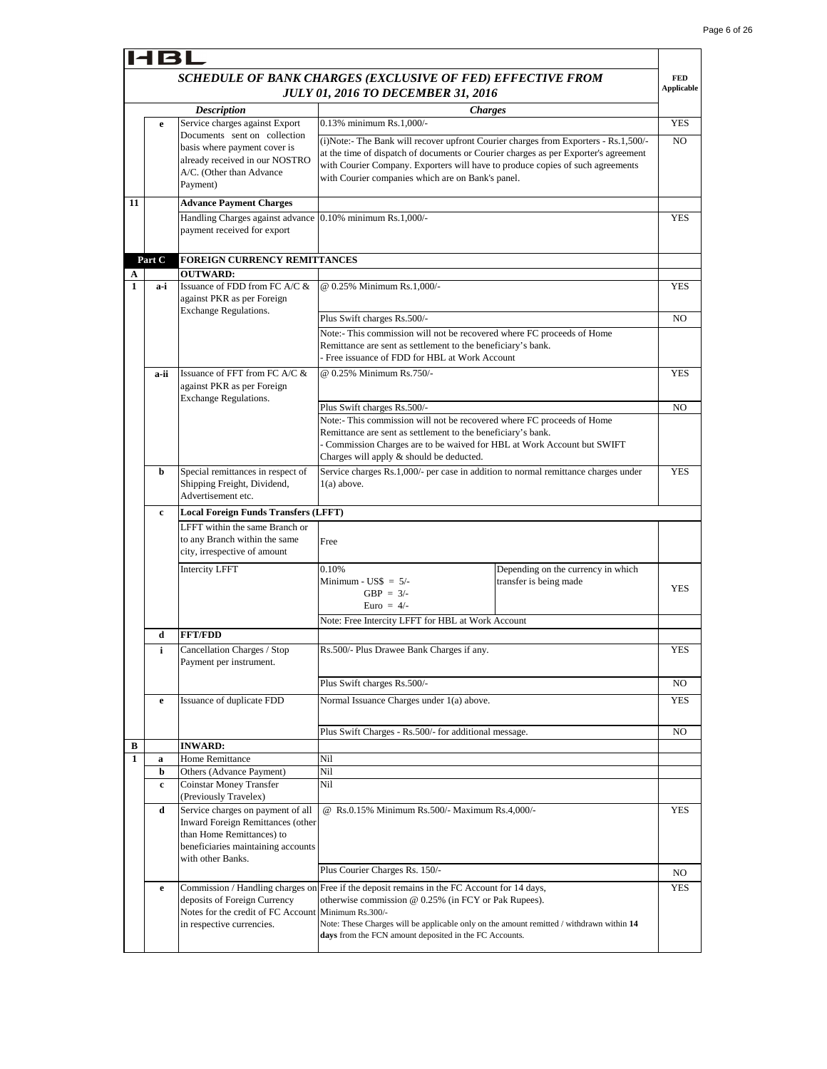HBL

## SCHEDULE OF BANK CHARGES (EXCLUSIVE OF FED) EFFECTIVE FROM JULY 01, 2016 TO DECEMBER 31, 2016

| | | Description | Charges | | FED Applicable |
|---|---|---|---|---|---|
| | e | Service charges against Export Documents sent on collection basis where payment cover is already received in our NOSTRO A/C. (Other than Advance Payment) | 0.13% minimum Rs.1,000/- | | YES |
| | | | (i)Note:- The Bank will recover upfront Courier charges from Exporters - Rs.1,500/- at the time of dispatch of documents or Courier charges as per Exporter's agreement with Courier Company. Exporters will have to produce copies of such agreements with Courier companies which are on Bank's panel. | | NO |
| 11 | | **Advance Payment Charges** | | | |
| | | Handling Charges against advance payment received for export | 0.10% minimum Rs.1,000/- | | YES |
| **Part C** | | **FOREIGN CURRENCY REMITTANCES** | | | |
| **A** | | **OUTWARD:** | | | |
| **1** | **a-i** | Issuance of FDD from FC A/C & against PKR as per Foreign Exchange Regulations. | @ 0.25% Minimum Rs.1,000/- | | YES |
| | | | Plus Swift charges Rs.500/- | | NO |
| | | | Note:- This commission will not be recovered where FC proceeds of Home Remittance are sent as settlement to the beneficiary's bank.<br>- Free issuance of FDD for HBL at Work Account | | |
| | **a-ii** | Issuance of FFT from FC A/C & against PKR as per Foreign Exchange Regulations. | @ 0.25% Minimum Rs.750/- | | YES |
| | | | Plus Swift charges Rs.500/- | | NO |
| | | | Note:- This commission will not be recovered where FC proceeds of Home Remittance are sent as settlement to the beneficiary's bank.<br>- Commission Charges are to be waived for HBL at Work Account but SWIFT Charges will apply & should be deducted. | | |
| | **b** | Special remittances in respect of Shipping Freight, Dividend, Advertisement etc. | Service charges Rs.1,000/- per case in addition to normal remittance charges under 1(a) above. | | YES |
| | **c** | **Local Foreign Funds Transfers (LFFT)** | | | |
| | | LFFT within the same Branch or to any Branch within the same city, irrespective of amount | Free | | |
| | | Intercity LFFT | 0.10%<br>Minimum - US$ = 5/-<br>GBP = 3/-<br>Euro = 4/- | Depending on the currency in which transfer is being made | YES |
| | | | Note: Free Intercity LFFT for HBL at Work Account | | |
| | **d** | **FFT/FDD** | | | |
| | **i** | Cancellation Charges / Stop Payment per instrument. | Rs.500/- Plus Drawee Bank Charges if any. | | YES |
| | | | Plus Swift charges Rs.500/- | | NO |
| | **e** | Issuance of duplicate FDD | Normal Issuance Charges under 1(a) above. | | YES |
| | | | Plus Swift Charges - Rs.500/- for additional message. | | NO |
| **B** | | **INWARD:** | | | |
| **1** | **a** | Home Remittance | Nil | | |
| | **b** | Others (Advance Payment) | Nil | | |
| | **c** | Coinstar Money Transfer (Previously Travelex) | Nil | | |
| | **d** | Service charges on payment of all Inward Foreign Remittances (other than Home Remittances) to beneficiaries maintaining accounts with other Banks. | @ Rs.0.15% Minimum Rs.500/- Maximum Rs.4,000/- | | YES |
| | | | Plus Courier Charges Rs. 150/- | | NO |
| | **e** | Commission / Handling charges on deposits of Foreign Currency Notes for the credit of FC Account in respective currencies. | Free if the deposit remains in the FC Account for 14 days, otherwise commission @ 0.25% (in FCY or Pak Rupees).<br>Minimum Rs.300/-<br>Note: These Charges will be applicable only on the amount remitted / withdrawn within **14 days** from the FCN amount deposited in the FC Accounts. | | YES |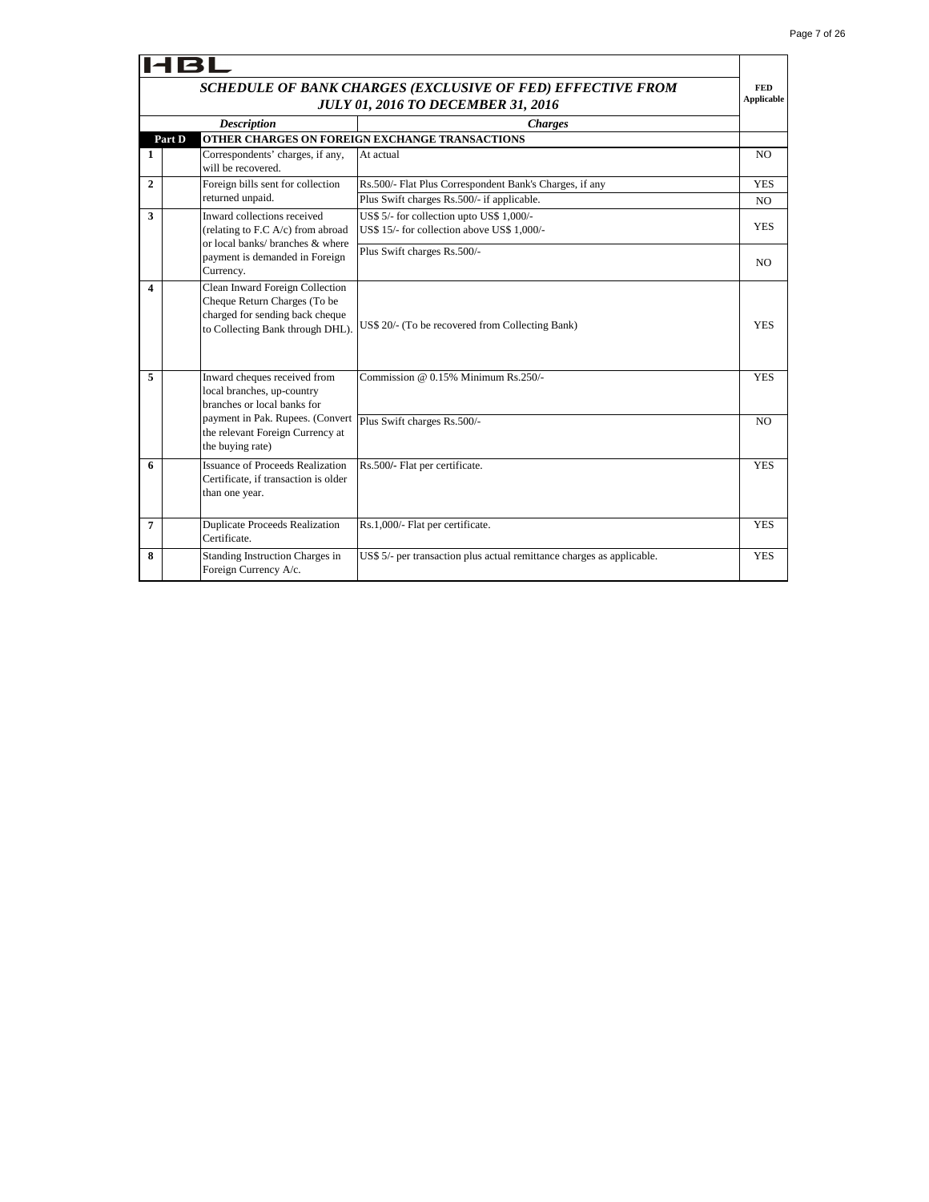# HBL

## *SCHEDULE OF BANK CHARGES (EXCLUSIVE OF FED) EFFECTIVE FROM JULY 01, 2016 TO DECEMBER 31, 2016*

| | | *Description* | *Charges* | FED Applicable |
|---|---|---|---|---|
| **Part D** | | **OTHER CHARGES ON FOREIGN EXCHANGE TRANSACTIONS** | | |
| **1** | | Correspondents' charges, if any, will be recovered. | At actual | NO |
| **2** | | Foreign bills sent for collection returned unpaid. | Rs.500/- Flat Plus Correspondent Bank's Charges, if any | YES |
| | | | Plus Swift charges Rs.500/- if applicable. | NO |
| **3** | | Inward collections received (relating to F.C A/c) from abroad or local banks/ branches & where payment is demanded in Foreign Currency. | US$ 5/- for collection upto US$ 1,000/-<br>US$ 15/- for collection above US$ 1,000/- | YES |
| | | | Plus Swift charges Rs.500/- | NO |
| **4** | | Clean Inward Foreign Collection Cheque Return Charges (To be charged for sending back cheque to Collecting Bank through DHL). | US$ 20/- (To be recovered from Collecting Bank) | YES |
| **5** | | Inward cheques received from local branches, up-country branches or local banks for payment in Pak. Rupees. (Convert the relevant Foreign Currency at the buying rate) | Commission @ 0.15% Minimum Rs.250/- | YES |
| | | | Plus Swift charges Rs.500/- | NO |
| **6** | | Issuance of Proceeds Realization Certificate, if transaction is older than one year. | Rs.500/- Flat per certificate. | YES |
| **7** | | Duplicate Proceeds Realization Certificate. | Rs.1,000/- Flat per certificate. | YES |
| **8** | | Standing Instruction Charges in Foreign Currency A/c. | US$ 5/- per transaction plus actual remittance charges as applicable. | YES |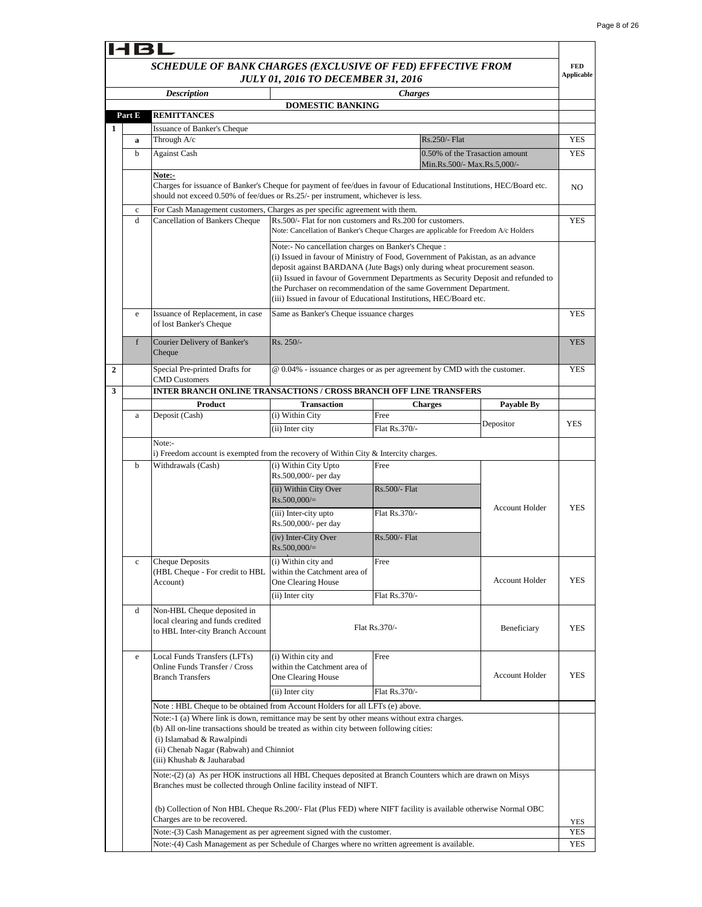# HBL

## SCHEDULE OF BANK CHARGES (EXCLUSIVE OF FED) EFFECTIVE FROM JULY 01, 2016 TO DECEMBER 31, 2016

**DOMESTIC BANKING**

| | | Description | Charges | | | | FED Applicable |
|---|---|---|---|---|---|---|---|
| **Part E** | | **REMITTANCES** | | | | | |
| **1** | | Issuance of Banker's Cheque | | | | | |
| | **a** | Through A/c | | | Rs.250/- Flat | | YES |
| | b | Against Cash | | | 0.50% of the Trasaction amount Min.Rs.500/- Max.Rs.5,000/- | | YES |
| | | **Note:-** Charges for issuance of Banker's Cheque for payment of fee/dues in favour of Educational Institutions, HEC/Board etc. should not exceed 0.50% of fee/dues or Rs.25/- per instrument, whichever is less. | | | | | NO |
| | c | For Cash Management customers, Charges as per specific agreement with them. | | | | | |
| | d | Cancellation of Bankers Cheque | Rs.500/- Flat for non customers and Rs.200 for customers. Note: Cancellation of Banker's Cheque Charges are applicable for Freedom A/c Holders | | | | YES |
| | | | Note:- No cancellation charges on Banker's Cheque : (i) Issued in favour of Ministry of Food, Government of Pakistan, as an advance deposit against BARDANA (Jute Bags) only during wheat procurement season. (ii) Issued in favour of Government Departments as Security Deposit and refunded to the Purchaser on recommendation of the same Government Department. (iii) Issued in favour of Educational Institutions, HEC/Board etc. | | | | |
| | e | Issuance of Replacement, in case of lost Banker's Cheque | Same as Banker's Cheque issuance charges | | | | YES |
| | f | Courier Delivery of Banker's Cheque | Rs. 250/- | | | | YES |
| **2** | | Special Pre-printed Drafts for CMD Customers | @ 0.04% - issuance charges or as per agreement by CMD with the customer. | | | | YES |
| **3** | | **INTER BRANCH ONLINE TRANSACTIONS / CROSS BRANCH OFF LINE TRANSFERS** | | | | | |
| | | **Product** | **Transaction** | **Charges** | | **Payable By** | |
| | a | Deposit (Cash) | (i) Within City | Free | | Depositor | YES |
| | | | (ii) Inter city | Flat Rs.370/- | | | |
| | | Note:- i) Freedom account is exempted from the recovery of Within City & Intercity charges. | | | | | |
| | b | Withdrawals (Cash) | (i) Within City Upto Rs.500,000/- per day | Free | | Account Holder | YES |
| | | | (ii) Within City Over Rs.500,000/= | Rs.500/- Flat | | | |
| | | | (iii) Inter-city upto Rs.500,000/- per day | Flat Rs.370/- | | | |
| | | | (iv) Inter-City Over Rs.500,000/= | Rs.500/- Flat | | | |
| | c | Cheque Deposits (HBL Cheque - For credit to HBL Account) | (i) Within city and within the Catchment area of One Clearing House | Free | | Account Holder | YES |
| | | | (ii) Inter city | Flat Rs.370/- | | | |
| | d | Non-HBL Cheque deposited in local clearing and funds credited to HBL Inter-city Branch Account | Flat Rs.370/- | | | Beneficiary | YES |
| | e | Local Funds Transfers (LFTs) Online Funds Transfer / Cross Branch Transfers | (i) Within city and within the Catchment area of One Clearing House | Free | | Account Holder | YES |
| | | | (ii) Inter city | Flat Rs.370/- | | | |
| | | Note : HBL Cheque to be obtained from Account Holders for all LFTs (e) above. | | | | | |
| | | Note:-1 (a) Where link is down, remittance may be sent by other means without extra charges. (b) All on-line transactions should be treated as within city between following cities: (i) Islamabad & Rawalpindi (ii) Chenab Nagar (Rabwah) and Chinniot (iii) Khushab & Jauharabad | | | | | |
| | | Note:-(2) (a) As per HOK instructions all HBL Cheques deposited at Branch Counters which are drawn on Misys Branches must be collected through Online facility instead of NIFT. (b) Collection of Non HBL Cheque Rs.200/- Flat (Plus FED) where NIFT facility is available otherwise Normal OBC Charges are to be recovered. | | | | | YES |
| | | Note:-(3) Cash Management as per agreement signed with the customer. | | | | | YES |
| | | Note:-(4) Cash Management as per Schedule of Charges where no written agreement is available. | | | | | YES |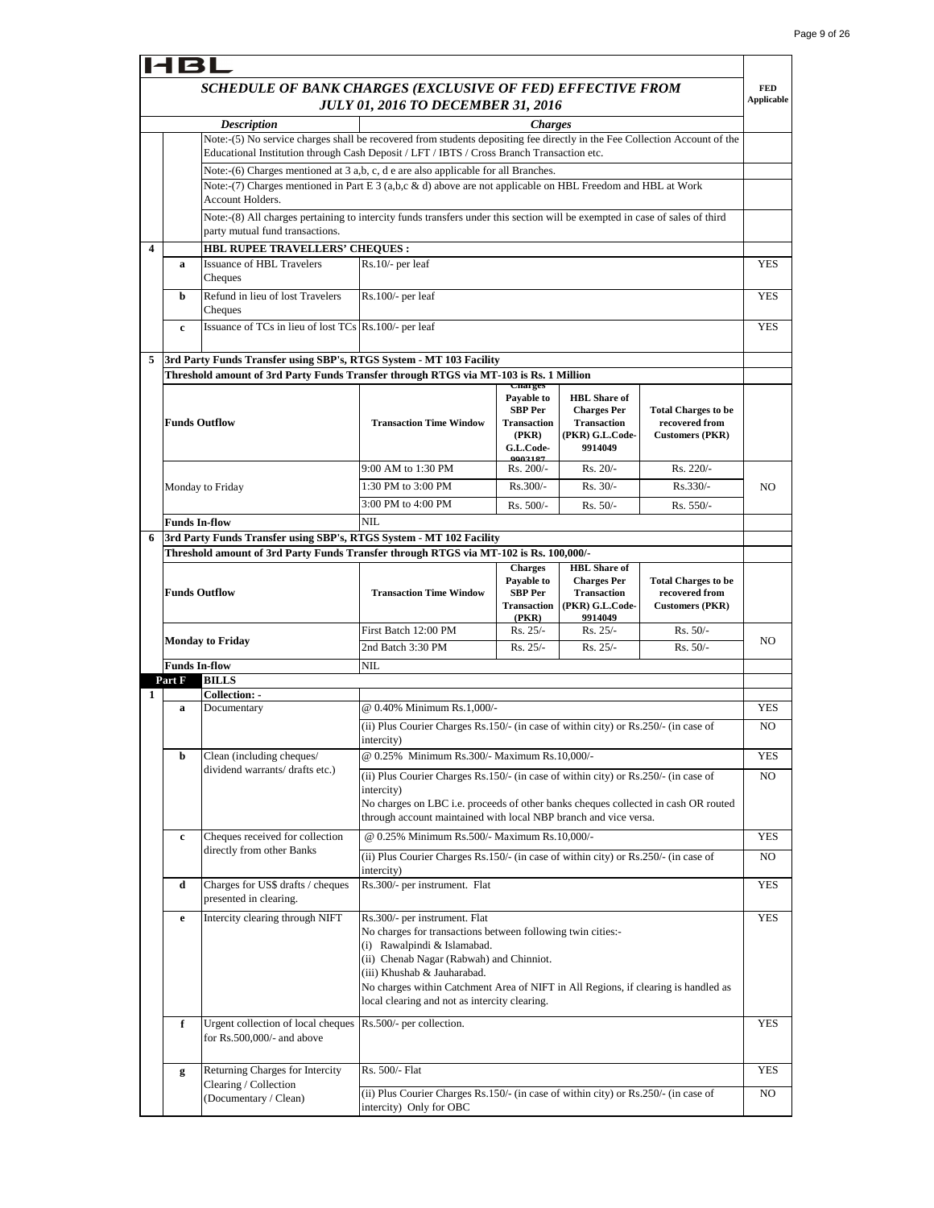# HBL

## *SCHEDULE OF BANK CHARGES (EXCLUSIVE OF FED) EFFECTIVE FROM JULY 01, 2016 TO DECEMBER 31, 2016*

| | | *Description* | *Charges* | FED Applicable |
|---|---|---|---|---|
| | | Note:-(5) No service charges shall be recovered from students depositing fee directly in the Fee Collection Account of the Educational Institution through Cash Deposit / LFT / IBTS / Cross Branch Transaction etc. | | |
| | | Note:-(6) Charges mentioned at 3 a,b, c, d e are also applicable for all Branches. | | |
| | | Note:-(7) Charges mentioned in Part E 3 (a,b,c & d) above are not applicable on HBL Freedom and HBL at Work Account Holders. | | |
| | | Note:-(8) All charges pertaining to intercity funds transfers under this section will be exempted in case of sales of third party mutual fund transactions. | | |
| **4** | | **HBL RUPEE TRAVELLERS' CHEQUES :** | | |
| | **a** | Issuance of HBL Travelers Cheques | Rs.10/- per leaf | YES |
| | **b** | Refund in lieu of lost Travelers Cheques | Rs.100/- per leaf | YES |
| | **c** | Issuance of TCs in lieu of lost TCs | Rs.100/- per leaf | YES |

**5 3rd Party Funds Transfer using SBP's, RTGS System - MT 103 Facility**

**Threshold amount of 3rd Party Funds Transfer through RTGS via MT-103 is Rs. 1 Million**

| Funds Outflow | Transaction Time Window | Charges Payable to SBP Per Transaction (PKR) G.L.Code-9903187 | HBL Share of Charges Per Transaction (PKR) G.L.Code-9914049 | Total Charges to be recovered from Customers (PKR) | FED Applicable |
|---|---|---|---|---|---|
| Monday to Friday | 9:00 AM to 1:30 PM | Rs. 200/- | Rs. 20/- | Rs. 220/- | NO |
| | 1:30 PM to 3:00 PM | Rs.300/- | Rs. 30/- | Rs.330/- | |
| | 3:00 PM to 4:00 PM | Rs. 500/- | Rs. 50/- | Rs. 550/- | |
| **Funds In-flow** | NIL | | | | |

**6 3rd Party Funds Transfer using SBP's, RTGS System - MT 102 Facility**

**Threshold amount of 3rd Party Funds Transfer through RTGS via MT-102 is Rs. 100,000/-**

| Funds Outflow | Transaction Time Window | Charges Payable to SBP Per Transaction (PKR) | HBL Share of Charges Per Transaction (PKR) G.L.Code-9914049 | Total Charges to be recovered from Customers (PKR) | FED Applicable |
|---|---|---|---|---|---|
| **Monday to Friday** | First Batch 12:00 PM | Rs. 25/- | Rs. 25/- | Rs. 50/- | NO |
| | 2nd Batch 3:30 PM | Rs. 25/- | Rs. 25/- | Rs. 50/- | |
| **Funds In-flow** | NIL | | | | |

| | | Description | Charges | FED Applicable |
|---|---|---|---|---|
| | **Part F** | **BILLS** | | |
| **1** | | **Collection: -** | | |
| | **a** | Documentary | @ 0.40% Minimum Rs.1,000/- | YES |
| | | | (ii) Plus Courier Charges Rs.150/- (in case of within city) or Rs.250/- (in case of intercity) | NO |
| | **b** | Clean (including cheques/ dividend warrants/ drafts etc.) | @ 0.25% Minimum Rs.300/- Maximum Rs.10,000/- | YES |
| | | | (ii) Plus Courier Charges Rs.150/- (in case of within city) or Rs.250/- (in case of intercity)<br>No charges on LBC i.e. proceeds of other banks cheques collected in cash OR routed through account maintained with local NBP branch and vice versa. | NO |
| | **c** | Cheques received for collection directly from other Banks | @ 0.25% Minimum Rs.500/- Maximum Rs.10,000/- | YES |
| | | | (ii) Plus Courier Charges Rs.150/- (in case of within city) or Rs.250/- (in case of intercity) | NO |
| | **d** | Charges for US$ drafts / cheques presented in clearing. | Rs.300/- per instrument. Flat | YES |
| | **e** | Intercity clearing through NIFT | Rs.300/- per instrument. Flat<br>No charges for transactions between following twin cities:-<br>(i) Rawalpindi & Islamabad.<br>(ii) Chenab Nagar (Rabwah) and Chinniot.<br>(iii) Khushab & Jauharabad.<br>No charges within Catchment Area of NIFT in All Regions, if clearing is handled as local clearing and not as intercity clearing. | YES |
| | **f** | Urgent collection of local cheques for Rs.500,000/- and above | Rs.500/- per collection. | YES |
| | **g** | Returning Charges for Intercity Clearing / Collection (Documentary / Clean) | Rs. 500/- Flat | YES |
| | | | (ii) Plus Courier Charges Rs.150/- (in case of within city) or Rs.250/- (in case of intercity) Only for OBC | NO |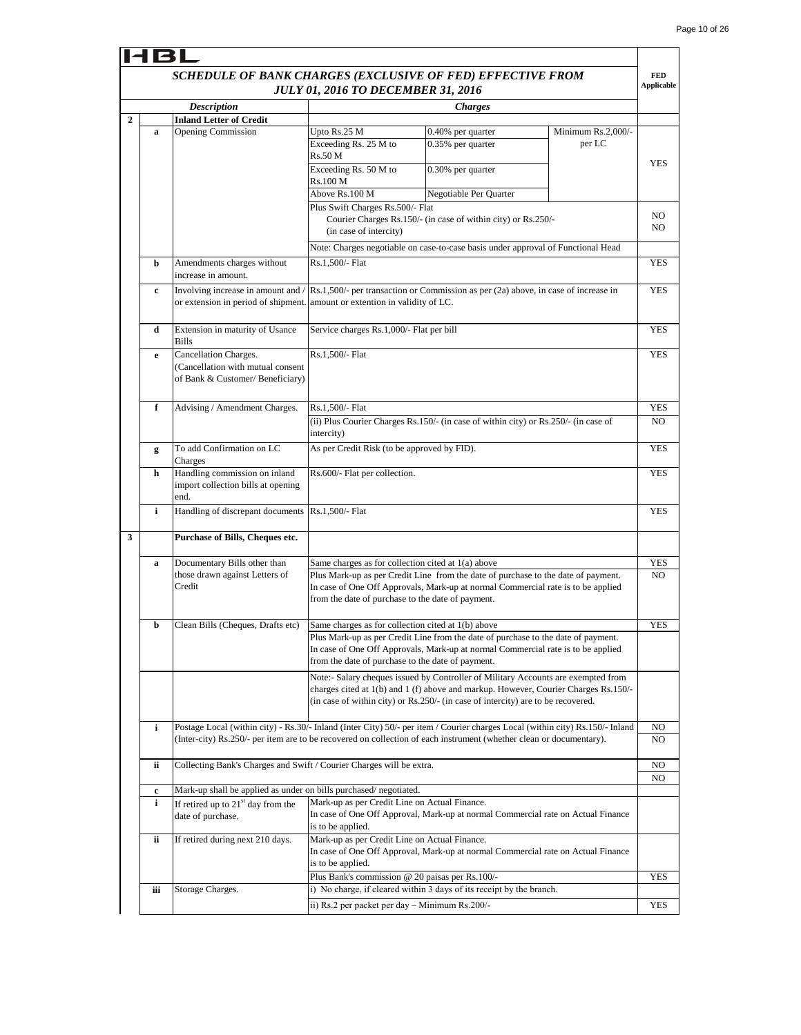HBL

## SCHEDULE OF BANK CHARGES (EXCLUSIVE OF FED) EFFECTIVE FROM JULY 01, 2016 TO DECEMBER 31, 2016

| | | Description | Charges | | | FED Applicable |
|---|---|---|---|---|---|---|
| **2** | | **Inland Letter of Credit** | | | | |
| | **a** | Opening Commission | Upto Rs.25 M | 0.40% per quarter | Minimum Rs.2,000/- per LC | YES |
| | | | Exceeding Rs. 25 M to Rs.50 M | 0.35% per quarter | | |
| | | | Exceeding Rs. 50 M to Rs.100 M | 0.30% per quarter | | |
| | | | Above Rs.100 M | Negotiable Per Quarter | | |
| | | | Plus Swift Charges Rs.500/- Flat | | | NO |
| | | | Courier Charges Rs.150/- (in case of within city) or Rs.250/- (in case of intercity) | | | NO |
| | | | Note: Charges negotiable on case-to-case basis under approval of Functional Head | | | |
| | **b** | Amendments charges without increase in amount. | Rs.1,500/- Flat | | | YES |
| | **c** | Involving increase in amount and / or extension in period of shipment. | Rs.1,500/- per transaction or Commission as per (2a) above, in case of increase in amount or extention in validity of LC. | | | YES |
| | **d** | Extension in maturity of Usance Bills | Service charges Rs.1,000/- Flat per bill | | | YES |
| | **e** | Cancellation Charges. (Cancellation with mutual consent of Bank & Customer/ Beneficiary) | Rs.1,500/- Flat | | | YES |
| | **f** | Advising / Amendment Charges. | Rs.1,500/- Flat | | | YES |
| | | | (ii) Plus Courier Charges Rs.150/- (in case of within city) or Rs.250/- (in case of intercity) | | | NO |
| | **g** | To add Confirmation on LC Charges | As per Credit Risk (to be approved by FID). | | | YES |
| | **h** | Handling commission on inland import collection bills at opening end. | Rs.600/- Flat per collection. | | | YES |
| | **i** | Handling of discrepant documents | Rs.1,500/- Flat | | | YES |
| **3** | | **Purchase of Bills, Cheques etc.** | | | | |
| | **a** | Documentary Bills other than those drawn against Letters of Credit | Same charges as for collection cited at 1(a) above | | | YES |
| | | | Plus Mark-up as per Credit Line from the date of purchase to the date of payment. In case of One Off Approvals, Mark-up at normal Commercial rate is to be applied from the date of purchase to the date of payment. | | | NO |
| | **b** | Clean Bills (Cheques, Drafts etc) | Same charges as for collection cited at 1(b) above | | | YES |
| | | | Plus Mark-up as per Credit Line from the date of purchase to the date of payment. In case of One Off Approvals, Mark-up at normal Commercial rate is to be applied from the date of purchase to the date of payment. | | | |
| | | | Note:- Salary cheques issued by Controller of Military Accounts are exempted from charges cited at 1(b) and 1 (f) above and markup. However, Courier Charges Rs.150/- (in case of within city) or Rs.250/- (in case of intercity) are to be recovered. | | | |
| | **i** | Postage Local (within city) - Rs.30/- Inland (Inter City) 50/- per item / Courier charges Local (within city) Rs.150/- Inland (Inter-city) Rs.250/- per item are to be recovered on collection of each instrument (whether clean or documentary). | | | | NO / NO |
| | **ii** | Collecting Bank's Charges and Swift / Courier Charges will be extra. | | | | NO / NO |
| | **c** | Mark-up shall be applied as under on bills purchased/ negotiated. | | | | |
| | **i** | If retired up to 21st day from the date of purchase. | Mark-up as per Credit Line on Actual Finance. In case of One Off Approval, Mark-up at normal Commercial rate on Actual Finance is to be applied. | | | |
| | **ii** | If retired during next 210 days. | Mark-up as per Credit Line on Actual Finance. In case of One Off Approval, Mark-up at normal Commercial rate on Actual Finance is to be applied. | | | |
| | | | Plus Bank's commission @ 20 paisas per Rs.100/- | | | YES |
| | **iii** | Storage Charges. | i) No charge, if cleared within 3 days of its receipt by the branch. | | | |
| | | | ii) Rs.2 per packet per day – Minimum Rs.200/- | | | YES |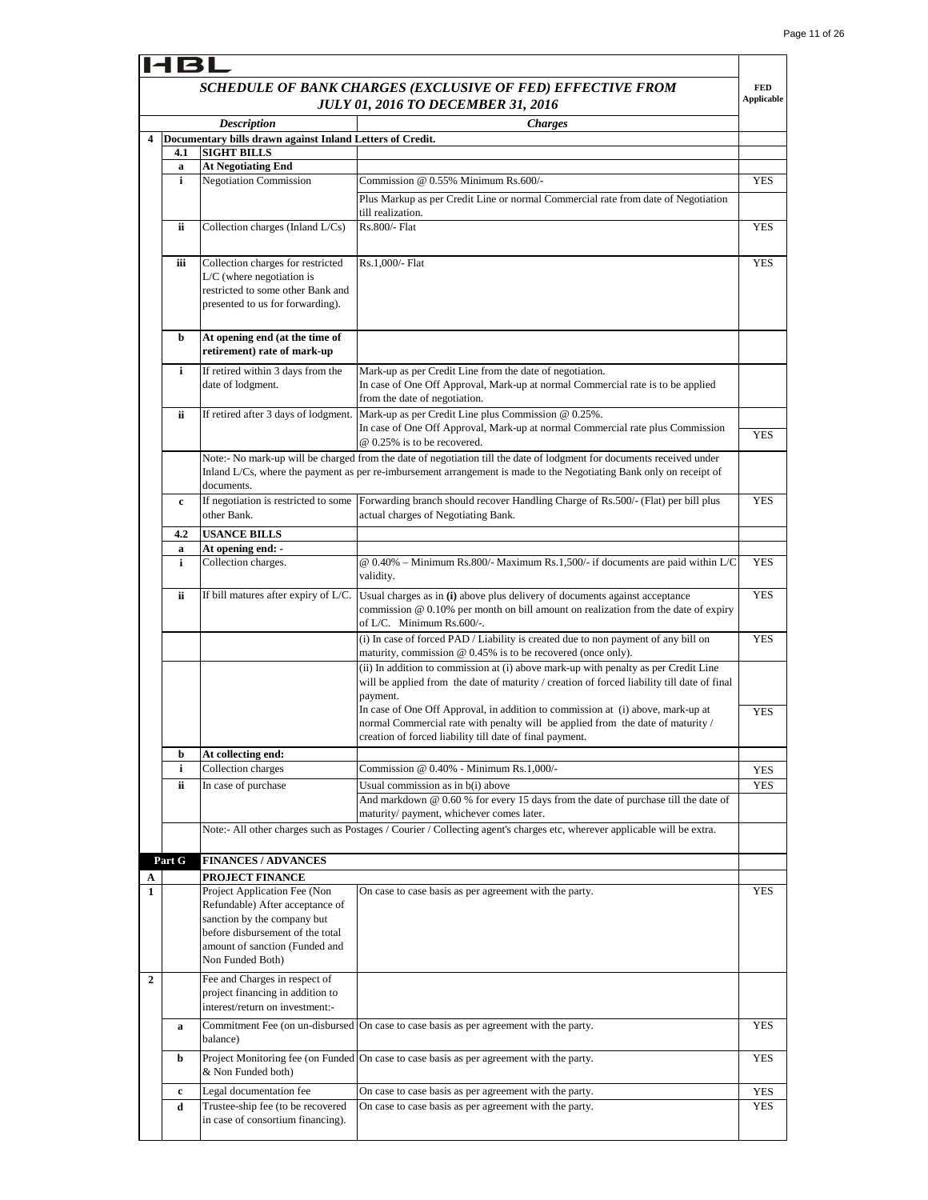HBL

# *SCHEDULE OF BANK CHARGES (EXCLUSIVE OF FED) EFFECTIVE FROM JULY 01, 2016 TO DECEMBER 31, 2016*

| | | | *Description* | *Charges* | FED Applicable |
|---|---|---|---|---|---|
| **4** | **Documentary bills drawn against Inland Letters of Credit.** | | | | |
| | **4.1** | | **SIGHT BILLS** | | |
| | **a** | | **At Negotiating End** | | |
| | **i** | | Negotiation Commission | Commission @ 0.55% Minimum Rs.600/- | YES |
| | | | | Plus Markup as per Credit Line or normal Commercial rate from date of Negotiation till realization. | |
| | **ii** | | Collection charges (Inland L/Cs) | Rs.800/- Flat | YES |
| | **iii** | | Collection charges for restricted L/C (where negotiation is restricted to some other Bank and presented to us for forwarding). | Rs.1,000/- Flat | YES |
| | **b** | | **At opening end (at the time of retirement) rate of mark-up** | | |
| | **i** | | If retired within 3 days from the date of lodgment. | Mark-up as per Credit Line from the date of negotiation. In case of One Off Approval, Mark-up at normal Commercial rate is to be applied from the date of negotiation. | |
| | **ii** | | If retired after 3 days of lodgment. | Mark-up as per Credit Line plus Commission @ 0.25%. In case of One Off Approval, Mark-up at normal Commercial rate plus Commission @ 0.25% is to be recovered. | YES |
| | | | Note:- No mark-up will be charged from the date of negotiation till the date of lodgment for documents received under Inland L/Cs, where the payment as per re-imbursement arrangement is made to the Negotiating Bank only on receipt of documents. | | |
| | **c** | | If negotiation is restricted to some other Bank. | Forwarding branch should recover Handling Charge of Rs.500/- (Flat) per bill plus actual charges of Negotiating Bank. | YES |
| | **4.2** | | **USANCE BILLS** | | |
| | **a** | | **At opening end: -** | | |
| | **i** | | Collection charges. | @ 0.40% – Minimum Rs.800/- Maximum Rs.1,500/- if documents are paid within L/C validity. | YES |
| | **ii** | | If bill matures after expiry of L/C. | Usual charges as in **(i)** above plus delivery of documents against acceptance commission @ 0.10% per month on bill amount on realization from the date of expiry of L/C. Minimum Rs.600/-. | YES |
| | | | | (i) In case of forced PAD / Liability is created due to non payment of any bill on maturity, commission @ 0.45% is to be recovered (once only). | YES |
| | | | | (ii) In addition to commission at (i) above mark-up with penalty as per Credit Line will be applied from the date of maturity / creation of forced liability till date of final payment. In case of One Off Approval, in addition to commission at (i) above, mark-up at normal Commercial rate with penalty will be applied from the date of maturity / creation of forced liability till date of final payment. | YES |
| | **b** | | **At collecting end:** | | |
| | **i** | | Collection charges | Commission @ 0.40% - Minimum Rs.1,000/- | YES |
| | **ii** | | In case of purchase | Usual commission as in b(i) above | YES |
| | | | | And markdown @ 0.60 % for every 15 days from the date of purchase till the date of maturity/ payment, whichever comes later. | |
| | | | Note:- All other charges such as Postages / Courier / Collecting agent's charges etc, wherever applicable will be extra. | | |
| | **Part G** | | **FINANCES / ADVANCES** | | |
| **A** | | | **PROJECT FINANCE** | | |
| **1** | | | Project Application Fee (Non Refundable) After acceptance of sanction by the company but before disbursement of the total amount of sanction (Funded and Non Funded Both) | On case to case basis as per agreement with the party. | YES |
| **2** | | | Fee and Charges in respect of project financing in addition to interest/return on investment:- | | |
| | **a** | | Commitment Fee (on un-disbursed balance) | On case to case basis as per agreement with the party. | YES |
| | **b** | | Project Monitoring fee (on Funded & Non Funded both) | On case to case basis as per agreement with the party. | YES |
| | **c** | | Legal documentation fee | On case to case basis as per agreement with the party. | YES |
| | **d** | | Trustee-ship fee (to be recovered in case of consortium financing). | On case to case basis as per agreement with the party. | YES |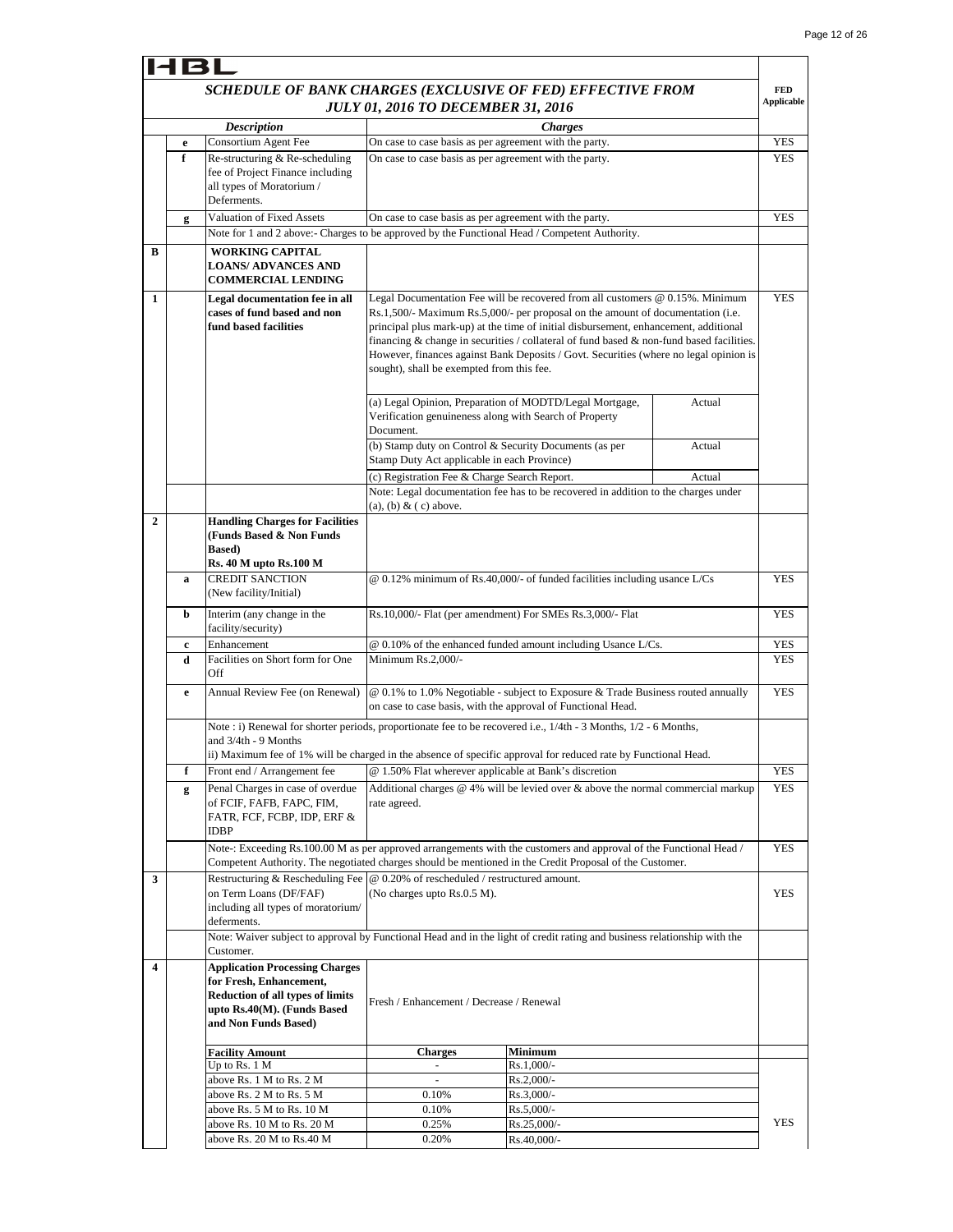HBL

## SCHEDULE OF BANK CHARGES (EXCLUSIVE OF FED) EFFECTIVE FROM JULY 01, 2016 TO DECEMBER 31, 2016

| | | Description | Charges | | | FED Applicable |
|---|---|---|---|---|---|---|
| | e | Consortium Agent Fee | On case to case basis as per agreement with the party. | | | YES |
| | f | Re-structuring & Re-scheduling fee of Project Finance including all types of Moratorium / Deferments. | On case to case basis as per agreement with the party. | | | YES |
| | g | Valuation of Fixed Assets | On case to case basis as per agreement with the party. | | | YES |
| | | Note for 1 and 2 above:- Charges to be approved by the Functional Head / Competent Authority. | | | | |
| **B** | | **WORKING CAPITAL LOANS/ ADVANCES AND COMMERCIAL LENDING** | | | | |
| **1** | | **Legal documentation fee in all cases of fund based and non fund based facilities** | Legal Documentation Fee will be recovered from all customers @ 0.15%. Minimum Rs.1,500/- Maximum Rs.5,000/- per proposal on the amount of documentation (i.e. principal plus mark-up) at the time of initial disbursement, enhancement, additional financing & change in securities / collateral of fund based & non-fund based facilities. However, finances against Bank Deposits / Govt. Securities (where no legal opinion is sought), shall be exempted from this fee. | | | YES |
| | | | (a) Legal Opinion, Preparation of MODTD/Legal Mortgage, Verification genuineness along with Search of Property Document. | | Actual | |
| | | | (b) Stamp duty on Control & Security Documents (as per Stamp Duty Act applicable in each Province) | | Actual | |
| | | | (c) Registration Fee & Charge Search Report. | | Actual | |
| | | | Note: Legal documentation fee has to be recovered in addition to the charges under (a), (b) & ( c) above. | | | |
| **2** | | **Handling Charges for Facilities (Funds Based & Non Funds Based) Rs. 40 M upto Rs.100 M** | | | | |
| | a | CREDIT SANCTION (New facility/Initial) | @ 0.12% minimum of Rs.40,000/- of funded facilities including usance L/Cs | | | YES |
| | b | Interim (any change in the facility/security) | Rs.10,000/- Flat (per amendment) For SMEs Rs.3,000/- Flat | | | YES |
| | c | Enhancement | @ 0.10% of the enhanced funded amount including Usance L/Cs. | | | YES |
| | d | Facilities on Short form for One Off | Minimum Rs.2,000/- | | | YES |
| | e | Annual Review Fee (on Renewal) | @ 0.1% to 1.0% Negotiable - subject to Exposure & Trade Business routed annually on case to case basis, with the approval of Functional Head. | | | YES |
| | | Note : i) Renewal for shorter periods, proportionate fee to be recovered i.e., 1/4th - 3 Months, 1/2 - 6 Months, and 3/4th - 9 Months<br>ii) Maximum fee of 1% will be charged in the absence of specific approval for reduced rate by Functional Head. | | | | |
| | f | Front end / Arrangement fee | @ 1.50% Flat wherever applicable at Bank's discretion | | | YES |
| | g | Penal Charges in case of overdue of FCIF, FAFB, FAPC, FIM, FATR, FCF, FCBP, IDP, ERF & IDBP | Additional charges @ 4% will be levied over & above the normal commercial markup rate agreed. | | | YES |
| | | Note-: Exceeding Rs.100.00 M as per approved arrangements with the customers and approval of the Functional Head / Competent Authority. The negotiated charges should be mentioned in the Credit Proposal of the Customer. | | | | YES |
| **3** | | Restructuring & Rescheduling Fee on Term Loans (DF/FAF) including all types of moratorium/ deferments. | @ 0.20% of rescheduled / restructured amount.<br>(No charges upto Rs.0.5 M). | | | YES |
| | | Note: Waiver subject to approval by Functional Head and in the light of credit rating and business relationship with the Customer. | | | | |
| **4** | | **Application Processing Charges for Fresh, Enhancement, Reduction of all types of limits upto Rs.40(M). (Funds Based and Non Funds Based)** | Fresh / Enhancement / Decrease / Renewal | | | |
| | | **Facility Amount** | **Charges** | **Minimum** | | |
| | | Up to Rs. 1 M | - | Rs.1,000/- | | YES |
| | | above Rs. 1 M to Rs. 2 M | - | Rs.2,000/- | | YES |
| | | above Rs. 2 M to Rs. 5 M | 0.10% | Rs.3,000/- | | YES |
| | | above Rs. 5 M to Rs. 10 M | 0.10% | Rs.5,000/- | | YES |
| | | above Rs. 10 M to Rs. 20 M | 0.25% | Rs.25,000/- | | YES |
| | | above Rs. 20 M to Rs.40 M | 0.20% | Rs.40,000/- | | YES |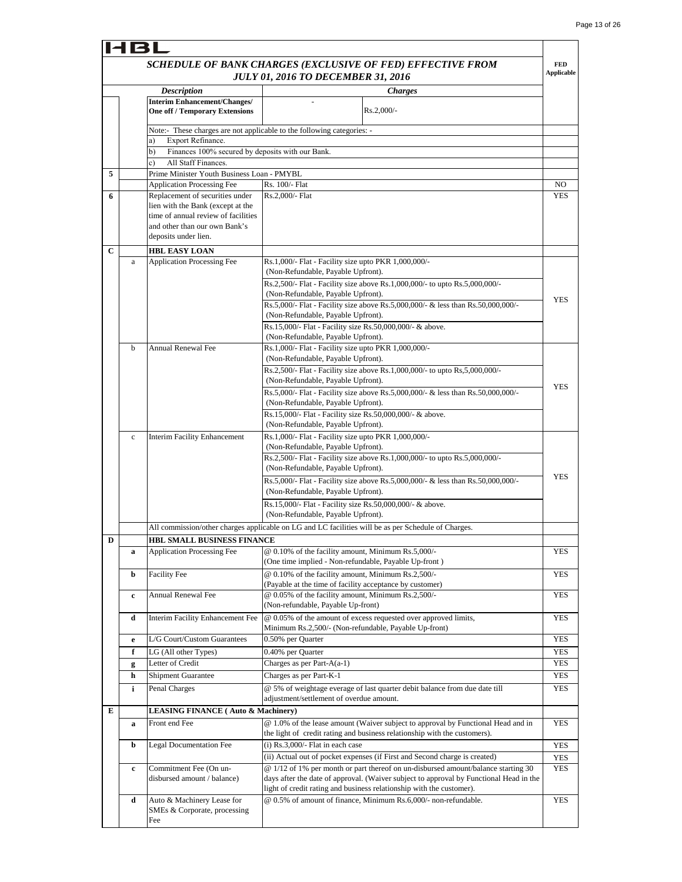**HBL**

## *SCHEDULE OF BANK CHARGES (EXCLUSIVE OF FED) EFFECTIVE FROM JULY 01, 2016 TO DECEMBER 31, 2016*

| | | *Description* | *Charges* | FED Applicable |
|---|---|---|---|---|
| | | **Interim Enhancement/Changes/ One off / Temporary Extensions** | - Rs.2,000/- | |
| | | Note:- These charges are not applicable to the following categories: - | | |
| | | a) Export Refinance. | | |
| | | b) Finances 100% secured by deposits with our Bank. | | |
| | | c) All Staff Finances. | | |
| **5** | | Prime Minister Youth Business Loan - PMYBL | | |
| | | Application Processing Fee | Rs. 100/- Flat | NO |
| **6** | | Replacement of securities under lien with the Bank (except at the time of annual review of facilities and other than our own Bank's deposits under lien. | Rs.2,000/- Flat | YES |
| **C** | | **HBL EASY LOAN** | | |
| | a | Application Processing Fee | Rs.1,000/- Flat - Facility size upto PKR 1,000,000/- (Non-Refundable, Payable Upfront).<br>Rs.2,500/- Flat - Facility size above Rs.1,000,000/- to upto Rs.5,000,000/- (Non-Refundable, Payable Upfront).<br>Rs.5,000/- Flat - Facility size above Rs.5,000,000/- & less than Rs.50,000,000/- (Non-Refundable, Payable Upfront).<br>Rs.15,000/- Flat - Facility size Rs.50,000,000/- & above. (Non-Refundable, Payable Upfront). | YES |
| | b | Annual Renewal Fee | Rs.1,000/- Flat - Facility size upto PKR 1,000,000/- (Non-Refundable, Payable Upfront).<br>Rs.2,500/- Flat - Facility size above Rs.1,000,000/- to upto Rs,5,000,000/- (Non-Refundable, Payable Upfront).<br>Rs.5,000/- Flat - Facility size above Rs.5,000,000/- & less than Rs.50,000,000/- (Non-Refundable, Payable Upfront).<br>Rs.15,000/- Flat - Facility size Rs.50,000,000/- & above. (Non-Refundable, Payable Upfront). | YES |
| | c | Interim Facility Enhancement | Rs.1,000/- Flat - Facility size upto PKR 1,000,000/- (Non-Refundable, Payable Upfront).<br>Rs.2,500/- Flat - Facility size above Rs.1,000,000/- to upto Rs.5,000,000/- (Non-Refundable, Payable Upfront).<br>Rs.5,000/- Flat - Facility size above Rs.5,000,000/- & less than Rs.50,000,000/- (Non-Refundable, Payable Upfront).<br>Rs.15,000/- Flat - Facility size Rs.50,000,000/- & above. (Non-Refundable, Payable Upfront). | YES |
| | | All commission/other charges applicable on LG and LC facilities will be as per Schedule of Charges. | | |
| **D** | | **HBL SMALL BUSINESS FINANCE** | | |
| | **a** | Application Processing Fee | @ 0.10% of the facility amount, Minimum Rs.5,000/- (One time implied - Non-refundable, Payable Up-front ) | YES |
| | **b** | Facility Fee | @ 0.10% of the facility amount, Minimum Rs.2,500/- (Payable at the time of facility acceptance by customer) | YES |
| | **c** | Annual Renewal Fee | @ 0.05% of the facility amount, Minimum Rs.2,500/- (Non-refundable, Payable Up-front) | YES |
| | **d** | Interim Facility Enhancement Fee | @ 0.05% of the amount of excess requested over approved limits, Minimum Rs.2,500/- (Non-refundable, Payable Up-front) | YES |
| | **e** | L/G Court/Custom Guarantees | 0.50% per Quarter | YES |
| | **f** | LG (All other Types) | 0.40% per Quarter | YES |
| | **g** | Letter of Credit | Charges as per Part-A(a-1) | YES |
| | **h** | Shipment Guarantee | Charges as per Part-K-1 | YES |
| | **i** | Penal Charges | @ 5% of weightage everage of last quarter debit balance from due date till adjustment/settlement of overdue amount. | YES |
| **E** | | **LEASING FINANCE ( Auto & Machinery)** | | |
| | **a** | Front end Fee | @ 1.0% of the lease amount (Waiver subject to approval by Functional Head and in the light of credit rating and business relationship with the customers). | YES |
| | **b** | Legal Documentation Fee | (i) Rs.3,000/- Flat in each case | YES |
| | | | (ii) Actual out of pocket expenses (if First and Second charge is created) | YES |
| | **c** | Commitment Fee (On un-disbursed amount / balance) | @ 1/12 of 1% per month or part thereof on un-disbursed amount/balance starting 30 days after the date of approval. (Waiver subject to approval by Functional Head in the light of credit rating and business relationship with the customer). | YES |
| | **d** | Auto & Machinery Lease for SMEs & Corporate, processing Fee | @ 0.5% of amount of finance, Minimum Rs.6,000/- non-refundable. | YES |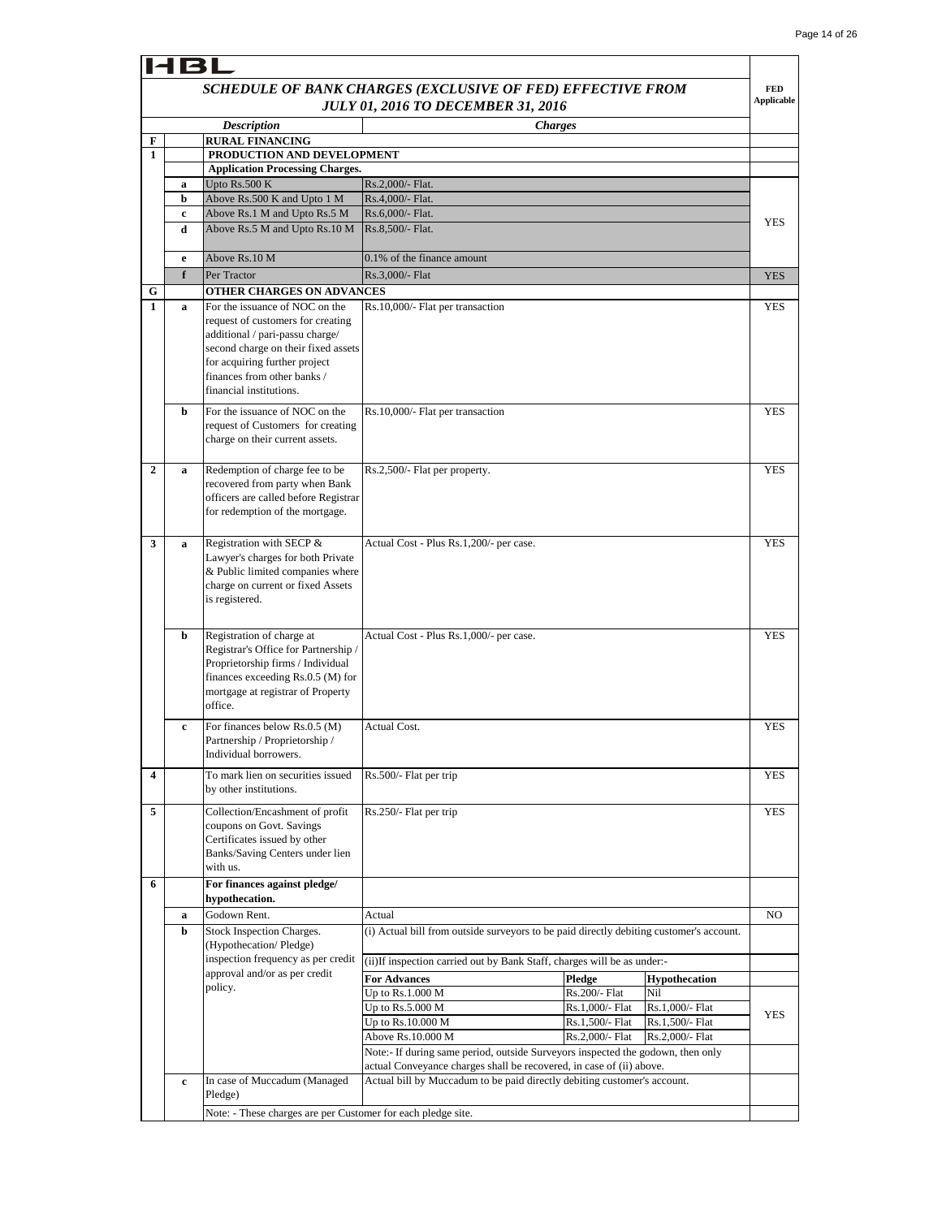HBL

## SCHEDULE OF BANK CHARGES (EXCLUSIVE OF FED) EFFECTIVE FROM JULY 01, 2016 TO DECEMBER 31, 2016

| | | Description | Charges | | | FED Applicable |
|---|---|---|---|---|---|---|
| **F** | | **RURAL FINANCING** | | | | |
| **1** | | **PRODUCTION AND DEVELOPMENT** | | | | |
| | | **Application Processing Charges.** | | | | |
| | a | Upto Rs.500 K | Rs.2,000/- Flat. | | | YES |
| | b | Above Rs.500 K and Upto 1 M | Rs.4,000/- Flat. | | | |
| | c | Above Rs.1 M and Upto Rs.5 M | Rs.6,000/- Flat. | | | |
| | d | Above Rs.5 M and Upto Rs.10 M | Rs.8,500/- Flat. | | | |
| | e | Above Rs.10 M | 0.1% of the finance amount | | | |
| | f | Per Tractor | Rs.3,000/- Flat | | | YES |
| **G** | | **OTHER CHARGES ON ADVANCES** | | | | |
| **1** | a | For the issuance of NOC on the request of customers for creating additional / pari-passu charge/ second charge on their fixed assets for acquiring further project finances from other banks / financial institutions. | Rs.10,000/- Flat per transaction | | | YES |
| | b | For the issuance of NOC on the request of Customers for creating charge on their current assets. | Rs.10,000/- Flat per transaction | | | YES |
| **2** | a | Redemption of charge fee to be recovered from party when Bank officers are called before Registrar for redemption of the mortgage. | Rs.2,500/- Flat per property. | | | YES |
| **3** | a | Registration with SECP & Lawyer's charges for both Private & Public limited companies where charge on current or fixed Assets is registered. | Actual Cost - Plus Rs.1,200/- per case. | | | YES |
| | b | Registration of charge at Registrar's Office for Partnership / Proprietorship firms / Individual finances exceeding Rs.0.5 (M) for mortgage at registrar of Property office. | Actual Cost - Plus Rs.1,000/- per case. | | | YES |
| | c | For finances below Rs.0.5 (M) Partnership / Proprietorship / Individual borrowers. | Actual Cost. | | | YES |
| **4** | | To mark lien on securities issued by other institutions. | Rs.500/- Flat per trip | | | YES |
| **5** | | Collection/Encashment of profit coupons on Govt. Savings Certificates issued by other Banks/Saving Centers under lien with us. | Rs.250/- Flat per trip | | | YES |
| **6** | | **For finances against pledge/ hypothecation.** | | | | |
| | a | Godown Rent. | Actual | | | NO |
| | b | Stock Inspection Charges. (Hypothecation/ Pledge) inspection frequency as per credit approval and/or as per credit policy. | (i) Actual bill from outside surveyors to be paid directly debiting customer's account. | | | |
| | | | (ii)If inspection carried out by Bank Staff, charges will be as under:- | | | |
| | | | **For Advances** | **Pledge** | **Hypothecation** | |
| | | | Up to Rs.1.000 M | Rs.200/- Flat | Nil | YES |
| | | | Up to Rs.5.000 M | Rs.1,000/- Flat | Rs.1,000/- Flat | |
| | | | Up to Rs.10.000 M | Rs.1,500/- Flat | Rs.1,500/- Flat | |
| | | | Above Rs.10.000 M | Rs.2,000/- Flat | Rs.2,000/- Flat | |
| | | | Note:- If during same period, outside Surveyors inspected the godown, then only actual Conveyance charges shall be recovered, in case of (ii) above. | | | |
| | c | In case of Muccadum (Managed Pledge) | Actual bill by Muccadum to be paid directly debiting customer's account. | | | |
| | | Note: - These charges are per Customer for each pledge site. | | | | |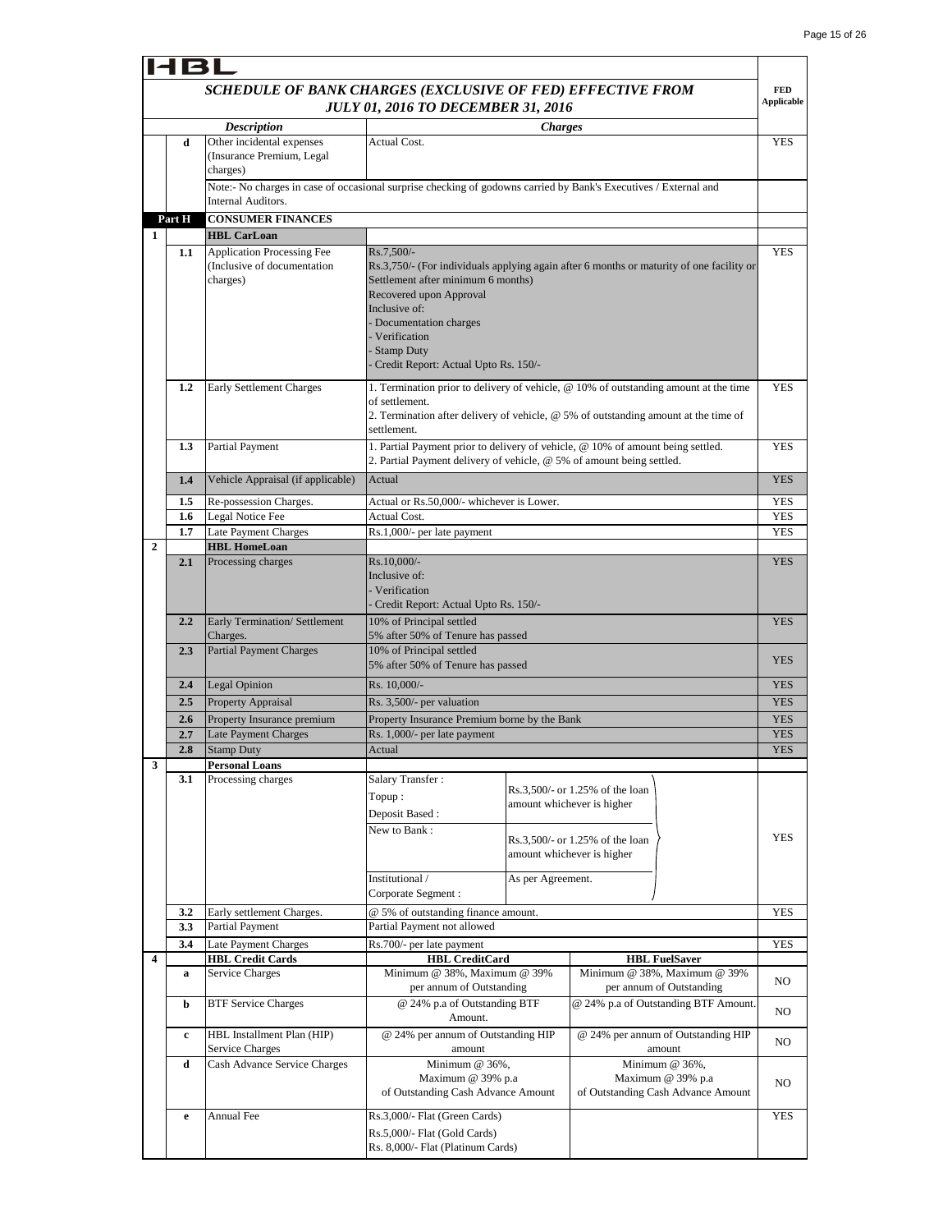HBL

## SCHEDULE OF BANK CHARGES (EXCLUSIVE OF FED) EFFECTIVE FROM JULY 01, 2016 TO DECEMBER 31, 2016

| | | Description | Charges | | FED Applicable |
|---|---|---|---|---|---|
| | d | Other incidental expenses (Insurance Premium, Legal charges) | Actual Cost. | | YES |
| | | Note:- No charges in case of occasional surprise checking of godowns carried by Bank's Executives / External and Internal Auditors. | | | |
| Part H | | **CONSUMER FINANCES** | | | |
| 1 | | **HBL CarLoan** | | | |
| | 1.1 | Application Processing Fee (Inclusive of documentation charges) | Rs.7,500/-<br>Rs.3,750/- (For individuals applying again after 6 months or maturity of one facility or Settlement after minimum 6 months)<br>Recovered upon Approval<br>Inclusive of:<br>- Documentation charges<br>- Verification<br>- Stamp Duty<br>- Credit Report: Actual Upto Rs. 150/- | | YES |
| | 1.2 | Early Settlement Charges | 1. Termination prior to delivery of vehicle, @ 10% of outstanding amount at the time of settlement.<br>2. Termination after delivery of vehicle, @ 5% of outstanding amount at the time of settlement. | | YES |
| | 1.3 | Partial Payment | 1. Partial Payment prior to delivery of vehicle, @ 10% of amount being settled.<br>2. Partial Payment delivery of vehicle, @ 5% of amount being settled. | | YES |
| | 1.4 | Vehicle Appraisal (if applicable) | Actual | | YES |
| | 1.5 | Re-possession Charges. | Actual or Rs.50,000/- whichever is Lower. | | YES |
| | 1.6 | Legal Notice Fee | Actual Cost. | | YES |
| | 1.7 | Late Payment Charges | Rs.1,000/- per late payment | | YES |
| 2 | | **HBL HomeLoan** | | | |
| | 2.1 | Processing charges | Rs.10,000/-<br>Inclusive of:<br>- Verification<br>- Credit Report: Actual Upto Rs. 150/- | | YES |
| | 2.2 | Early Termination/ Settlement Charges. | 10% of Principal settled<br>5% after 50% of Tenure has passed | | YES |
| | 2.3 | Partial Payment Charges | 10% of Principal settled<br>5% after 50% of Tenure has passed | | YES |
| | 2.4 | Legal Opinion | Rs. 10,000/- | | YES |
| | 2.5 | Property Appraisal | Rs. 3,500/- per valuation | | YES |
| | 2.6 | Property Insurance premium | Property Insurance Premium borne by the Bank | | YES |
| | 2.7 | Late Payment Charges | Rs. 1,000/- per late payment | | YES |
| | 2.8 | Stamp Duty | Actual | | YES |
| 3 | | **Personal Loans** | | | |
| | 3.1 | Processing charges | Salary Transfer :<br>Topup :<br>Deposit Based : | Rs.3,500/- or 1.25% of the loan amount whichever is higher | YES |
| | | | New to Bank : | Rs.3,500/- or 1.25% of the loan amount whichever is higher | |
| | | | Institutional / Corporate Segment : | As per Agreement. | |
| | 3.2 | Early settlement Charges. | @ 5% of outstanding finance amount. | | YES |
| | 3.3 | Partial Payment | Partial Payment not allowed | | |
| | 3.4 | Late Payment Charges | Rs.700/- per late payment | | YES |
| 4 | | **HBL Credit Cards** | **HBL CreditCard** | **HBL FuelSaver** | |
| | a | Service Charges | Minimum @ 38%, Maximum @ 39% per annum of Outstanding | Minimum @ 38%, Maximum @ 39% per annum of Outstanding | NO |
| | b | BTF Service Charges | @ 24% p.a of Outstanding BTF Amount. | @ 24% p.a of Outstanding BTF Amount. | NO |
| | c | HBL Installment Plan (HIP) Service Charges | @ 24% per annum of Outstanding HIP amount | @ 24% per annum of Outstanding HIP amount | NO |
| | d | Cash Advance Service Charges | Minimum @ 36%, Maximum @ 39% p.a of Outstanding Cash Advance Amount | Minimum @ 36%, Maximum @ 39% p.a of Outstanding Cash Advance Amount | NO |
| | e | Annual Fee | Rs.3,000/- Flat (Green Cards)<br>Rs.5,000/- Flat (Gold Cards)<br>Rs. 8,000/- Flat (Platinum Cards) | | YES |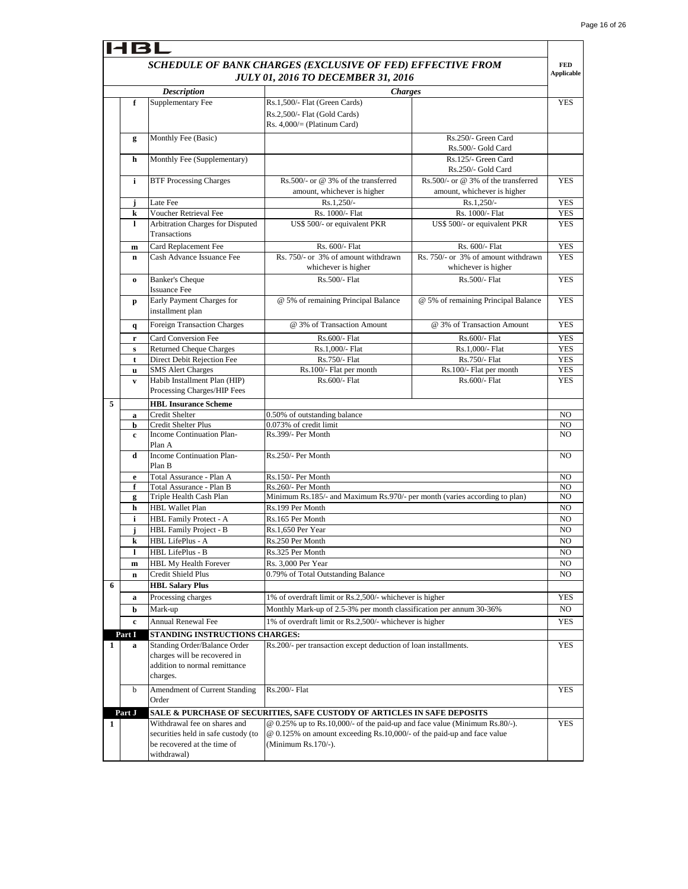# HBL

## SCHEDULE OF BANK CHARGES (EXCLUSIVE OF FED) EFFECTIVE FROM JULY 01, 2016 TO DECEMBER 31, 2016

| | | Description | Charges | | FED Applicable |
|---|---|---|---|---|---|
| | f | Supplementary Fee | Rs.1,500/- Flat (Green Cards) Rs.2,500/- Flat (Gold Cards) Rs. 4,000/= (Platinum Card) | | YES |
| | g | Monthly Fee (Basic) | | Rs.250/- Green Card Rs.500/- Gold Card | |
| | h | Monthly Fee (Supplementary) | | Rs.125/- Green Card Rs.250/- Gold Card | |
| | i | BTF Processing Charges | Rs.500/- or @ 3% of the transferred amount, whichever is higher | Rs.500/- or @ 3% of the transferred amount, whichever is higher | YES |
| | j | Late Fee | Rs.1,250/- | Rs.1,250/- | YES |
| | k | Voucher Retrieval Fee | Rs. 1000/- Flat | Rs. 1000/- Flat | YES |
| | l | Arbitration Charges for Disputed Transactions | US$ 500/- or equivalent PKR | US$ 500/- or equivalent PKR | YES |
| | m | Card Replacement Fee | Rs. 600/- Flat | Rs. 600/- Flat | YES |
| | n | Cash Advance Issuance Fee | Rs. 750/- or 3% of amount withdrawn whichever is higher | Rs. 750/- or 3% of amount withdrawn whichever is higher | YES |
| | o | Banker's Cheque Issuance Fee | Rs.500/- Flat | Rs.500/- Flat | YES |
| | p | Early Payment Charges for installment plan | @ 5% of remaining Principal Balance | @ 5% of remaining Principal Balance | YES |
| | q | Foreign Transaction Charges | @ 3% of Transaction Amount | @ 3% of Transaction Amount | YES |
| | r | Card Conversion Fee | Rs.600/- Flat | Rs.600/- Flat | YES |
| | s | Returned Cheque Charges | Rs.1,000/- Flat | Rs.1,000/- Flat | YES |
| | t | Direct Debit Rejection Fee | Rs.750/- Flat | Rs.750/- Flat | YES |
| | u | SMS Alert Charges | Rs.100/- Flat per month | Rs.100/- Flat per month | YES |
| | v | Habib Installment Plan (HIP) Processing Charges/HIP Fees | Rs.600/- Flat | Rs.600/- Flat | YES |
| 5 | | **HBL Insurance Scheme** | | | |
| | a | Credit Shelter | 0.50% of outstanding balance | | NO |
| | b | Credit Shelter Plus | 0.073% of credit limit | | NO |
| | c | Income Continuation Plan- Plan A | Rs.399/- Per Month | | NO |
| | d | Income Continuation Plan- Plan B | Rs.250/- Per Month | | NO |
| | e | Total Assurance - Plan A | Rs.150/- Per Month | | NO |
| | f | Total Assurance - Plan B | Rs.260/- Per Month | | NO |
| | g | Triple Health Cash Plan | Minimum Rs.185/- and Maximum Rs.970/- per month (varies according to plan) | | NO |
| | h | HBL Wallet Plan | Rs.199 Per Month | | NO |
| | i | HBL Family Protect - A | Rs.165 Per Month | | NO |
| | j | HBL Family Project - B | Rs.1,650 Per Year | | NO |
| | k | HBL LifePlus - A | Rs.250 Per Month | | NO |
| | l | HBL LifePlus - B | Rs.325 Per Month | | NO |
| | m | HBL My Health Forever | Rs. 3,000 Per Year | | NO |
| | n | Credit Shield Plus | 0.79% of Total Outstanding Balance | | NO |
| 6 | | **HBL Salary Plus** | | | |
| | a | Processing charges | 1% of overdraft limit or Rs.2,500/- whichever is higher | | YES |
| | b | Mark-up | Monthly Mark-up of 2.5-3% per month classification per annum 30-36% | | NO |
| | c | Annual Renewal Fee | 1% of overdraft limit or Rs.2,500/- whichever is higher | | YES |
| **Part I** | | **STANDING INSTRUCTIONS CHARGES:** | | | |
| 1 | a | Standing Order/Balance Order charges will be recovered in addition to normal remittance charges. | Rs.200/- per transaction except deduction of loan installments. | | YES |
| | b | Amendment of Current Standing Order | Rs.200/- Flat | | YES |
| **Part J** | | **SALE & PURCHASE OF SECURITIES, SAFE CUSTODY OF ARTICLES IN SAFE DEPOSITS** | | | |
| 1 | | Withdrawal fee on shares and securities held in safe custody (to be recovered at the time of withdrawal) | @ 0.25% up to Rs.10,000/- of the paid-up and face value (Minimum Rs.80/-). @ 0.125% on amount exceeding Rs.10,000/- of the paid-up and face value (Minimum Rs.170/-). | | YES |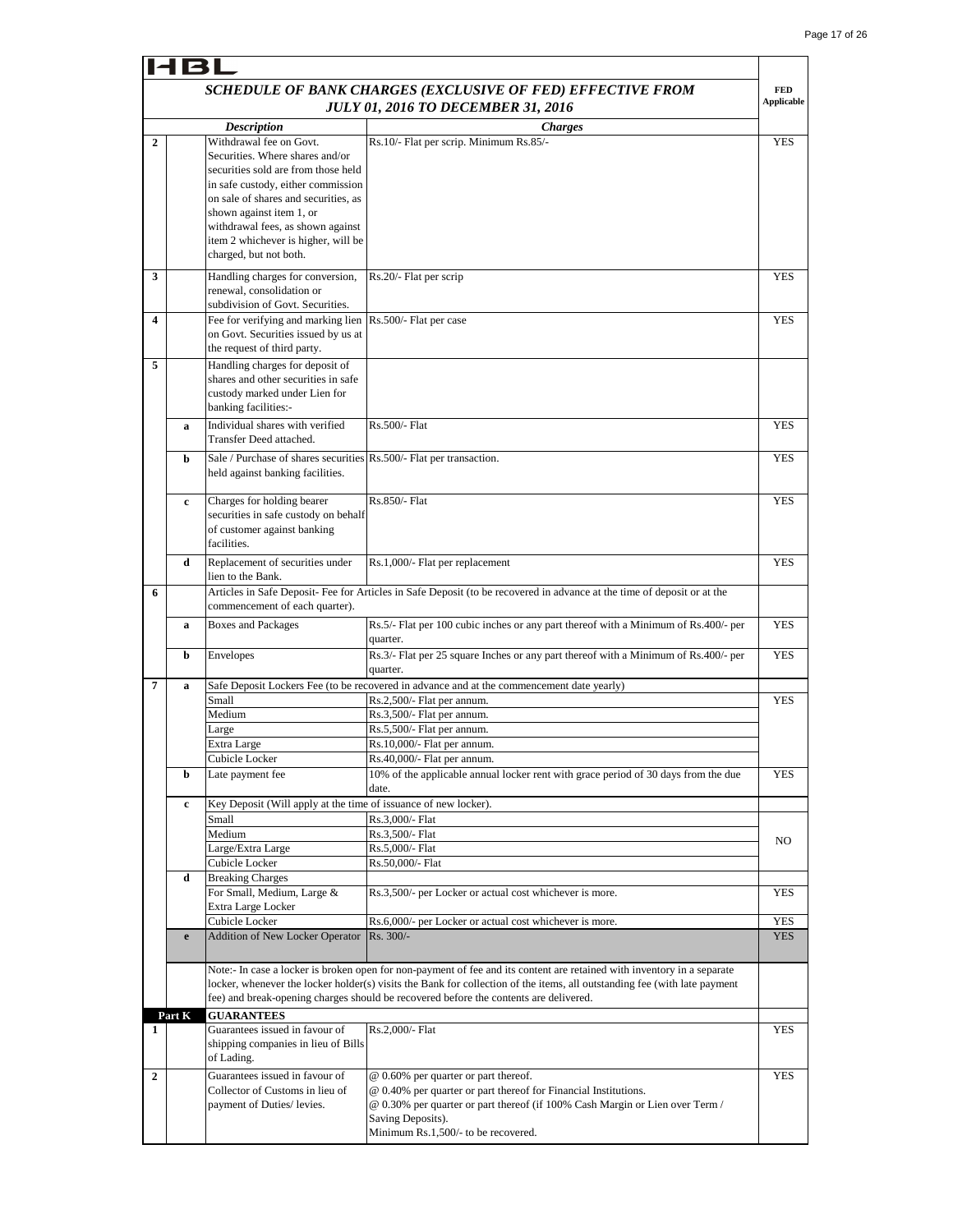# HBL

## SCHEDULE OF BANK CHARGES (EXCLUSIVE OF FED) EFFECTIVE FROM JULY 01, 2016 TO DECEMBER 31, 2016

| | | Description | Charges | FED Applicable |
|---|---|---|---|---|
| 2 | | Withdrawal fee on Govt. Securities. Where shares and/or securities sold are from those held in safe custody, either commission on sale of shares and securities, as shown against item 1, or withdrawal fees, as shown against item 2 whichever is higher, will be charged, but not both. | Rs.10/- Flat per scrip. Minimum Rs.85/- | YES |
| 3 | | Handling charges for conversion, renewal, consolidation or subdivision of Govt. Securities. | Rs.20/- Flat per scrip | YES |
| 4 | | Fee for verifying and marking lien on Govt. Securities issued by us at the request of third party. | Rs.500/- Flat per case | YES |
| 5 | | Handling charges for deposit of shares and other securities in safe custody marked under Lien for banking facilities:- | | |
| | a | Individual shares with verified Transfer Deed attached. | Rs.500/- Flat | YES |
| | b | Sale / Purchase of shares securities held against banking facilities. | Rs.500/- Flat per transaction. | YES |
| | c | Charges for holding bearer securities in safe custody on behalf of customer against banking facilities. | Rs.850/- Flat | YES |
| | d | Replacement of securities under lien to the Bank. | Rs.1,000/- Flat per replacement | YES |
| 6 | | Articles in Safe Deposit- Fee for Articles in Safe Deposit (to be recovered in advance at the time of deposit or at the commencement of each quarter). | | |
| | a | Boxes and Packages | Rs.5/- Flat per 100 cubic inches or any part thereof with a Minimum of Rs.400/- per quarter. | YES |
| | b | Envelopes | Rs.3/- Flat per 25 square Inches or any part thereof with a Minimum of Rs.400/- per quarter. | YES |
| 7 | a | Safe Deposit Lockers Fee (to be recovered in advance and at the commencement date yearly) | | |
| | | Small | Rs.2,500/- Flat per annum. | YES |
| | | Medium | Rs.3,500/- Flat per annum. | |
| | | Large | Rs.5,500/- Flat per annum. | |
| | | Extra Large | Rs.10,000/- Flat per annum. | |
| | | Cubicle Locker | Rs.40,000/- Flat per annum. | |
| | b | Late payment fee | 10% of the applicable annual locker rent with grace period of 30 days from the due date. | YES |
| | c | Key Deposit (Will apply at the time of issuance of new locker). | | |
| | | Small | Rs.3,000/- Flat | NO |
| | | Medium | Rs.3,500/- Flat | |
| | | Large/Extra Large | Rs.5,000/- Flat | |
| | | Cubicle Locker | Rs.50,000/- Flat | |
| | d | Breaking Charges | | |
| | | For Small, Medium, Large & Extra Large Locker | Rs.3,500/- per Locker or actual cost whichever is more. | YES |
| | | Cubicle Locker | Rs.6,000/- per Locker or actual cost whichever is more. | YES |
| | e | Addition of New Locker Operator | Rs. 300/- | YES |
| | | Note:- In case a locker is broken open for non-payment of fee and its content are retained with inventory in a separate locker, whenever the locker holder(s) visits the Bank for collection of the items, all outstanding fee (with late payment fee) and break-opening charges should be recovered before the contents are delivered. | | |
| Part K | | **GUARANTEES** | | |
| 1 | | Guarantees issued in favour of shipping companies in lieu of Bills of Lading. | Rs.2,000/- Flat | YES |
| 2 | | Guarantees issued in favour of Collector of Customs in lieu of payment of Duties/ levies. | @ 0.60% per quarter or part thereof.<br>@ 0.40% per quarter or part thereof for Financial Institutions.<br>@ 0.30% per quarter or part thereof (if 100% Cash Margin or Lien over Term / Saving Deposits).<br>Minimum Rs.1,500/- to be recovered. | YES |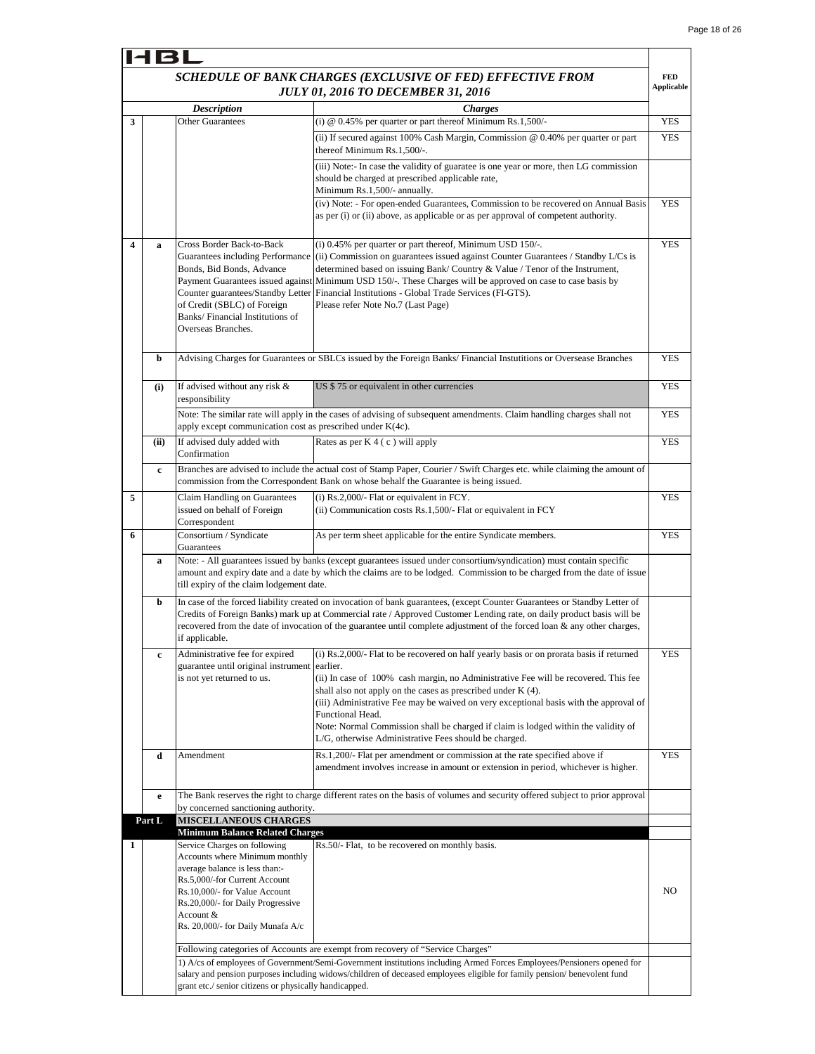HBL

## SCHEDULE OF BANK CHARGES (EXCLUSIVE OF FED) EFFECTIVE FROM JULY 01, 2016 TO DECEMBER 31, 2016

| | | Description | Charges | FED Applicable |
|---|---|---|---|---|
| 3 | | Other Guarantees | (i) @ 0.45% per quarter or part thereof Minimum Rs.1,500/- | YES |
| | | | (ii) If secured against 100% Cash Margin, Commission @ 0.40% per quarter or part thereof Minimum Rs.1,500/-. | YES |
| | | | (iii) Note:- In case the validity of guaratee is one year or more, then LG commission should be charged at prescribed applicable rate, Minimum Rs.1,500/- annually. | |
| | | | (iv) Note: - For open-ended Guarantees, Commission to be recovered on Annual Basis as per (i) or (ii) above, as applicable or as per approval of competent authority. | YES |
| 4 | a | Cross Border Back-to-Back Guarantees including Performance Bonds, Bid Bonds, Advance Payment Guarantees issued against Counter guarantees/Standby Letter of Credit (SBLC) of Foreign Banks/ Financial Institutions of Overseas Branches. | (i) 0.45% per quarter or part thereof, Minimum USD 150/-. (ii) Commission on guarantees issued against Counter Guarantees / Standby L/Cs is determined based on issuing Bank/ Country & Value / Tenor of the Instrument, Minimum USD 150/-. These Charges will be approved on case to case basis by Financial Institutions - Global Trade Services (FI-GTS). Please refer Note No.7 (Last Page) | YES |
| | b | Advising Charges for Guarantees or SBLCs issued by the Foreign Banks/ Financial Instutitions or Oversease Branches | | YES |
| | (i) | If advised without any risk & responsibility | US $ 75 or equivalent in other currencies | YES |
| | | Note: The similar rate will apply in the cases of advising of subsequent amendments. Claim handling charges shall not apply except communication cost as prescribed under K(4c). | | YES |
| | (ii) | If advised duly added with Confirmation | Rates as per K 4 ( c ) will apply | YES |
| | c | Branches are advised to include the actual cost of Stamp Paper, Courier / Swift Charges etc. while claiming the amount of commission from the Correspondent Bank on whose behalf the Guarantee is being issued. | | |
| 5 | | Claim Handling on Guarantees issued on behalf of Foreign Correspondent | (i) Rs.2,000/- Flat or equivalent in FCY. (ii) Communication costs Rs.1,500/- Flat or equivalent in FCY | YES |
| 6 | | Consortium / Syndicate Guarantees | As per term sheet applicable for the entire Syndicate members. | YES |
| | a | Note: - All guarantees issued by banks (except guarantees issued under consortium/syndication) must contain specific amount and expiry date and a date by which the claims are to be lodged. Commission to be charged from the date of issue till expiry of the claim lodgement date. | | |
| | b | In case of the forced liability created on invocation of bank guarantees, (except Counter Guarantees or Standby Letter of Credits of Foreign Banks) mark up at Commercial rate / Approved Customer Lending rate, on daily product basis will be recovered from the date of invocation of the guarantee until complete adjustment of the forced loan & any other charges, if applicable. | | |
| | c | Administrative fee for expired guarantee until original instrument is not yet returned to us. | (i) Rs.2,000/- Flat to be recovered on half yearly basis or on prorata basis if returned earlier. (ii) In case of 100% cash margin, no Administrative Fee will be recovered. This fee shall also not apply on the cases as prescribed under K (4). (iii) Administrative Fee may be waived on very exceptional basis with the approval of Functional Head. Note: Normal Commission shall be charged if claim is lodged within the validity of L/G, otherwise Administrative Fees should be charged. | YES |
| | d | Amendment | Rs.1,200/- Flat per amendment or commission at the rate specified above if amendment involves increase in amount or extension in period, whichever is higher. | YES |
| | e | The Bank reserves the right to charge different rates on the basis of volumes and security offered subject to prior approval by concerned sanctioning authority. | | |
| Part L | | **MISCELLANEOUS CHARGES** | | |
| | | **Minimum Balance Related Charges** | | |
| 1 | | Service Charges on following Accounts where Minimum monthly average balance is less than:- Rs.5,000/-for Current Account Rs.10,000/- for Value Account Rs.20,000/- for Daily Progressive Account & Rs. 20,000/- for Daily Munafa A/c | Rs.50/- Flat, to be recovered on monthly basis. | NO |
| | | Following categories of Accounts are exempt from recovery of "Service Charges" | | |
| | | 1) A/cs of employees of Government/Semi-Government institutions including Armed Forces Employees/Pensioners opened for salary and pension purposes including widows/children of deceased employees eligible for family pension/ benevolent fund grant etc./ senior citizens or physically handicapped. | | |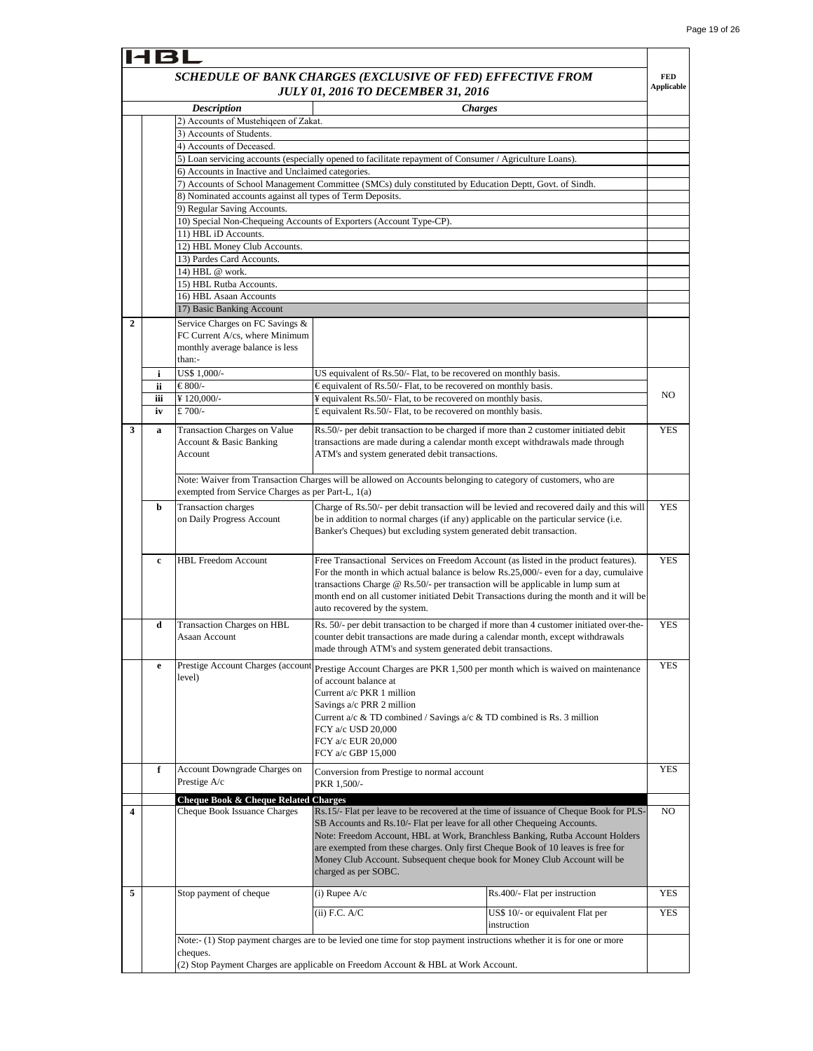HBL

## SCHEDULE OF BANK CHARGES (EXCLUSIVE OF FED) EFFECTIVE FROM JULY 01, 2016 TO DECEMBER 31, 2016

| | | Description | Charges | | FED Applicable |
|---|---|---|---|---|---|
| | | 2) Accounts of Mustehiqeen of Zakat. | | | |
| | | 3) Accounts of Students. | | | |
| | | 4) Accounts of Deceased. | | | |
| | | 5) Loan servicing accounts (especially opened to facilitate repayment of Consumer / Agriculture Loans). | | | |
| | | 6) Accounts in Inactive and Unclaimed categories. | | | |
| | | 7) Accounts of School Management Committee (SMCs) duly constituted by Education Deptt, Govt. of Sindh. | | | |
| | | 8) Nominated accounts against all types of Term Deposits. | | | |
| | | 9) Regular Saving Accounts. | | | |
| | | 10) Special Non-Chequeing Accounts of Exporters (Account Type-CP). | | | |
| | | 11) HBL iD Accounts. | | | |
| | | 12) HBL Money Club Accounts. | | | |
| | | 13) Pardes Card Accounts. | | | |
| | | 14) HBL @ work. | | | |
| | | 15) HBL Rutba Accounts. | | | |
| | | 16) HBL Asaan Accounts | | | |
| | | 17) Basic Banking Account | | | |
| 2 | | Service Charges on FC Savings & FC Current A/cs, where Minimum monthly average balance is less than:- | | | |
| | i | US$ 1,000/- | US equivalent of Rs.50/- Flat, to be recovered on monthly basis. | | NO |
| | ii | € 800/- | € equivalent of Rs.50/- Flat, to be recovered on monthly basis. | | |
| | iii | ¥ 120,000/- | ¥ equivalent Rs.50/- Flat, to be recovered on monthly basis. | | |
| | iv | £ 700/- | £ equivalent Rs.50/- Flat, to be recovered on monthly basis. | | |
| 3 | a | Transaction Charges on Value Account & Basic Banking Account | Rs.50/- per debit transaction to be charged if more than 2 customer initiated debit transactions are made during a calendar month except withdrawals made through ATM's and system generated debit transactions. | | YES |
| | | Note: Waiver from Transaction Charges will be allowed on Accounts belonging to category of customers, who are exempted from Service Charges as per Part-L, 1(a) | | | |
| | b | Transaction charges on Daily Progress Account | Charge of Rs.50/- per debit transaction will be levied and recovered daily and this will be in addition to normal charges (if any) applicable on the particular service (i.e. Banker's Cheques) but excluding system generated debit transaction. | | YES |
| | c | HBL Freedom Account | Free Transactional Services on Freedom Account (as listed in the product features). For the month in which actual balance is below Rs.25,000/- even for a day, cumulaive transactions Charge @ Rs.50/- per transaction will be applicable in lump sum at month end on all customer initiated Debit Transactions during the month and it will be auto recovered by the system. | | YES |
| | d | Transaction Charges on HBL Asaan Account | Rs. 50/- per debit transaction to be charged if more than 4 customer initiated over-the-counter debit transactions are made during a calendar month, except withdrawals made through ATM's and system generated debit transactions. | | YES |
| | e | Prestige Account Charges (account level) | Prestige Account Charges are PKR 1,500 per month which is waived on maintenance of account balance at<br>Current a/c PKR 1 million<br>Savings a/c PRR 2 million<br>Current a/c & TD combined / Savings a/c & TD combined is Rs. 3 million<br>FCY a/c USD 20,000<br>FCY a/c EUR 20,000<br>FCY a/c GBP 15,000 | | YES |
| | f | Account Downgrade Charges on Prestige A/c | Conversion from Prestige to normal account<br>PKR 1,500/- | | YES |
| | | **Cheque Book & Cheque Related Charges** | | | |
| 4 | | Cheque Book Issuance Charges | Rs.15/- Flat per leave to be recovered at the time of issuance of Cheque Book for PLS-SB Accounts and Rs.10/- Flat per leave for all other Chequeing Accounts.<br>Note: Freedom Account, HBL at Work, Branchless Banking, Rutba Account Holders are exempted from these charges. Only first Cheque Book of 10 leaves is free for Money Club Account. Subsequent cheque book for Money Club Account will be charged as per SOBC. | | NO |
| 5 | | Stop payment of cheque | (i) Rupee A/c | Rs.400/- Flat per instruction | YES |
| | | | (ii) F.C. A/C | US$ 10/- or equivalent Flat per instruction | YES |
| | | Note:- (1) Stop payment charges are to be levied one time for stop payment instructions whether it is for one or more cheques.<br>(2) Stop Payment Charges are applicable on Freedom Account & HBL at Work Account. | | | |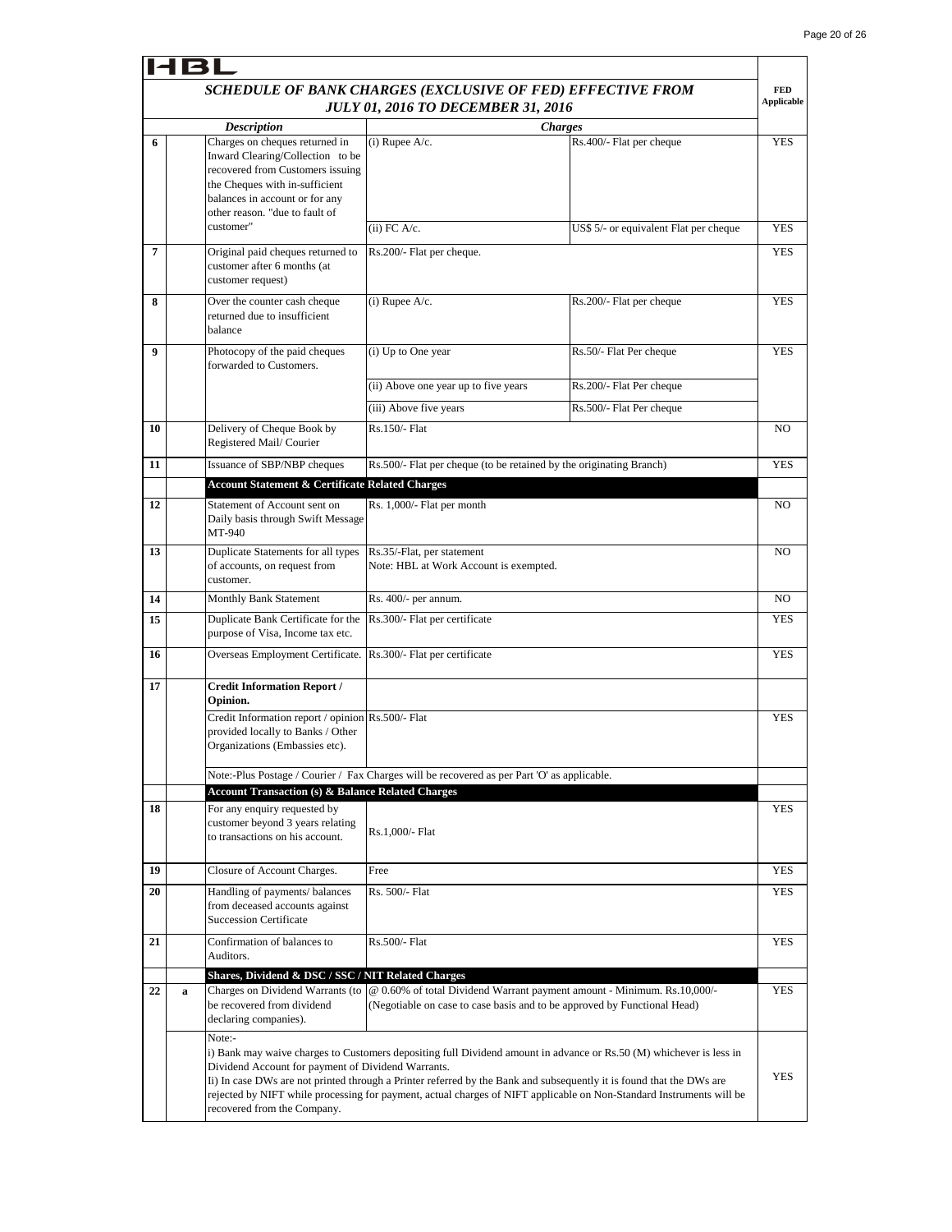HBL

## SCHEDULE OF BANK CHARGES (EXCLUSIVE OF FED) EFFECTIVE FROM JULY 01, 2016 TO DECEMBER 31, 2016

| | | Description | Charges | | FED Applicable |
|---|---|---|---|---|---|
| 6 | | Charges on cheques returned in Inward Clearing/Collection to be recovered from Customers issuing the Cheques with in-sufficient balances in account or for any other reason. "due to fault of customer" | (i) Rupee A/c. | Rs.400/- Flat per cheque | YES |
| | | | (ii) FC A/c. | US$ 5/- or equivalent Flat per cheque | YES |
| 7 | | Original paid cheques returned to customer after 6 months (at customer request) | Rs.200/- Flat per cheque. | | YES |
| 8 | | Over the counter cash cheque returned due to insufficient balance | (i) Rupee A/c. | Rs.200/- Flat per cheque | YES |
| 9 | | Photocopy of the paid cheques forwarded to Customers. | (i) Up to One year | Rs.50/- Flat Per cheque | YES |
| | | | (ii) Above one year up to five years | Rs.200/- Flat Per cheque | |
| | | | (iii) Above five years | Rs.500/- Flat Per cheque | |
| 10 | | Delivery of Cheque Book by Registered Mail/ Courier | Rs.150/- Flat | | NO |
| 11 | | Issuance of SBP/NBP cheques | Rs.500/- Flat per cheque (to be retained by the originating Branch) | | YES |
| | | **Account Statement & Certificate Related Charges** | | | |
| 12 | | Statement of Account sent on Daily basis through Swift Message MT-940 | Rs. 1,000/- Flat per month | | NO |
| 13 | | Duplicate Statements for all types of accounts, on request from customer. | Rs.35/-Flat, per statement<br>Note: HBL at Work Account is exempted. | | NO |
| 14 | | Monthly Bank Statement | Rs. 400/- per annum. | | NO |
| 15 | | Duplicate Bank Certificate for the purpose of Visa, Income tax etc. | Rs.300/- Flat per certificate | | YES |
| 16 | | Overseas Employment Certificate. | Rs.300/- Flat per certificate | | YES |
| 17 | | **Credit Information Report / Opinion.** | | | |
| | | Credit Information report / opinion provided locally to Banks / Other Organizations (Embassies etc). | Rs.500/- Flat | | YES |
| | | Note:-Plus Postage / Courier / Fax Charges will be recovered as per Part 'O' as applicable. | | | |
| | | **Account Transaction (s) & Balance Related Charges** | | | |
| 18 | | For any enquiry requested by customer beyond 3 years relating to transactions on his account. | Rs.1,000/- Flat | | YES |
| 19 | | Closure of Account Charges. | Free | | YES |
| 20 | | Handling of payments/ balances from deceased accounts against Succession Certificate | Rs. 500/- Flat | | YES |
| 21 | | Confirmation of balances to Auditors. | Rs.500/- Flat | | YES |
| | | **Shares, Dividend & DSC / SSC / NIT Related Charges** | | | |
| 22 | a | Charges on Dividend Warrants (to be recovered from dividend declaring companies). | @ 0.60% of total Dividend Warrant payment amount - Minimum. Rs.10,000/- (Negotiable on case to case basis and to be approved by Functional Head) | | YES |
| | | Note:-<br>i) Bank may waive charges to Customers depositing full Dividend amount in advance or Rs.50 (M) whichever is less in Dividend Account for payment of Dividend Warrants.<br>Ii) In case DWs are not printed through a Printer referred by the Bank and subsequently it is found that the DWs are rejected by NIFT while processing for payment, actual charges of NIFT applicable on Non-Standard Instruments will be recovered from the Company. | | | YES |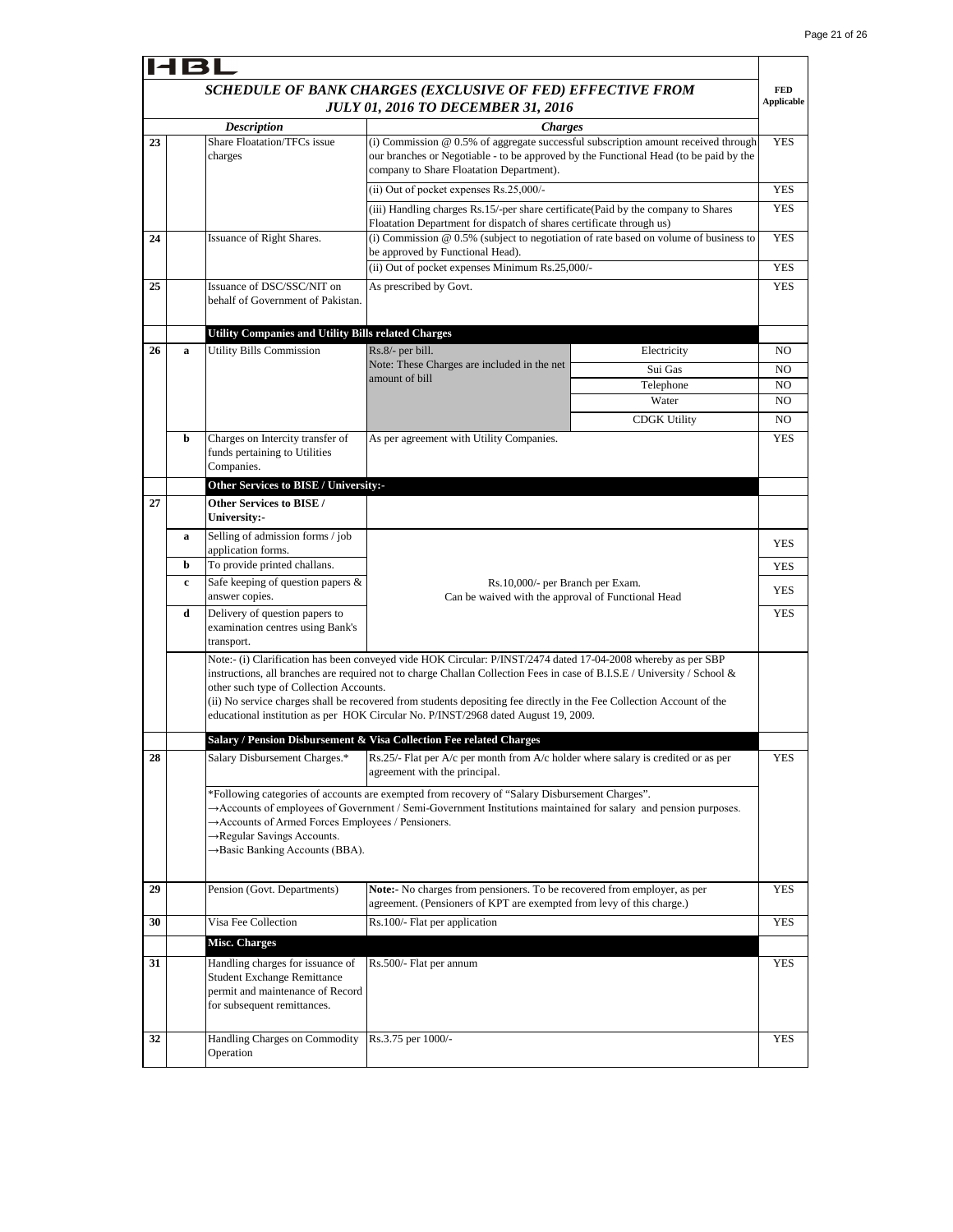HBL

## SCHEDULE OF BANK CHARGES (EXCLUSIVE OF FED) EFFECTIVE FROM JULY 01, 2016 TO DECEMBER 31, 2016

| | | Description | Charges | | FED Applicable |
|---|---|---|---|---|---|
| 23 | | Share Floatation/TFCs issue charges | (i) Commission @ 0.5% of aggregate successful subscription amount received through our branches or Negotiable - to be approved by the Functional Head (to be paid by the company to Share Floatation Department). | | YES |
| | | | (ii) Out of pocket expenses Rs.25,000/- | | YES |
| | | | (iii) Handling charges Rs.15/-per share certificate(Paid by the company to Shares Floatation Department for dispatch of shares certificate through us) | | YES |
| 24 | | Issuance of Right Shares. | (i) Commission @ 0.5% (subject to negotiation of rate based on volume of business to be approved by Functional Head). | | YES |
| | | | (ii) Out of pocket expenses Minimum Rs.25,000/- | | YES |
| 25 | | Issuance of DSC/SSC/NIT on behalf of Government of Pakistan. | As prescribed by Govt. | | YES |
| | | **Utility Companies and Utility Bills related Charges** | | | |
| 26 | a | Utility Bills Commission | Rs.8/- per bill. Note: These Charges are included in the net amount of bill | Electricity | NO |
| | | | | Sui Gas | NO |
| | | | | Telephone | NO |
| | | | | Water | NO |
| | | | | CDGK Utility | NO |
| | b | Charges on Intercity transfer of funds pertaining to Utilities Companies. | As per agreement with Utility Companies. | | YES |
| | | **Other Services to BISE / University:-** | | | |
| 27 | | **Other Services to BISE / University:-** | | | |
| | a | Selling of admission forms / job application forms. | Rs.10,000/- per Branch per Exam. Can be waived with the approval of Functional Head | | YES |
| | b | To provide printed challans. | | | YES |
| | c | Safe keeping of question papers & answer copies. | | | YES |
| | d | Delivery of question papers to examination centres using Bank's transport. | | | YES |
| | | Note:- (i) Clarification has been conveyed vide HOK Circular: P/INST/2474 dated 17-04-2008 whereby as per SBP instructions, all branches are required not to charge Challan Collection Fees in case of B.I.S.E / University / School & other such type of Collection Accounts. (ii) No service charges shall be recovered from students depositing fee directly in the Fee Collection Account of the educational institution as per HOK Circular No. P/INST/2968 dated August 19, 2009. | | | |
| | | **Salary / Pension Disbursement & Visa Collection Fee related Charges** | | | |
| 28 | | Salary Disbursement Charges.* | Rs.25/- Flat per A/c per month from A/c holder where salary is credited or as per agreement with the principal. | | YES |
| | | *Following categories of accounts are exempted from recovery of "Salary Disbursement Charges". →Accounts of employees of Government / Semi-Government Institutions maintained for salary and pension purposes. →Accounts of Armed Forces Employees / Pensioners. →Regular Savings Accounts. →Basic Banking Accounts (BBA). | | | |
| 29 | | Pension (Govt. Departments) | **Note:-** No charges from pensioners. To be recovered from employer, as per agreement. (Pensioners of KPT are exempted from levy of this charge.) | | YES |
| 30 | | Visa Fee Collection | Rs.100/- Flat per application | | YES |
| | | **Misc. Charges** | | | |
| 31 | | Handling charges for issuance of Student Exchange Remittance permit and maintenance of Record for subsequent remittances. | Rs.500/- Flat per annum | | YES |
| 32 | | Handling Charges on Commodity Operation | Rs.3.75 per 1000/- | | YES |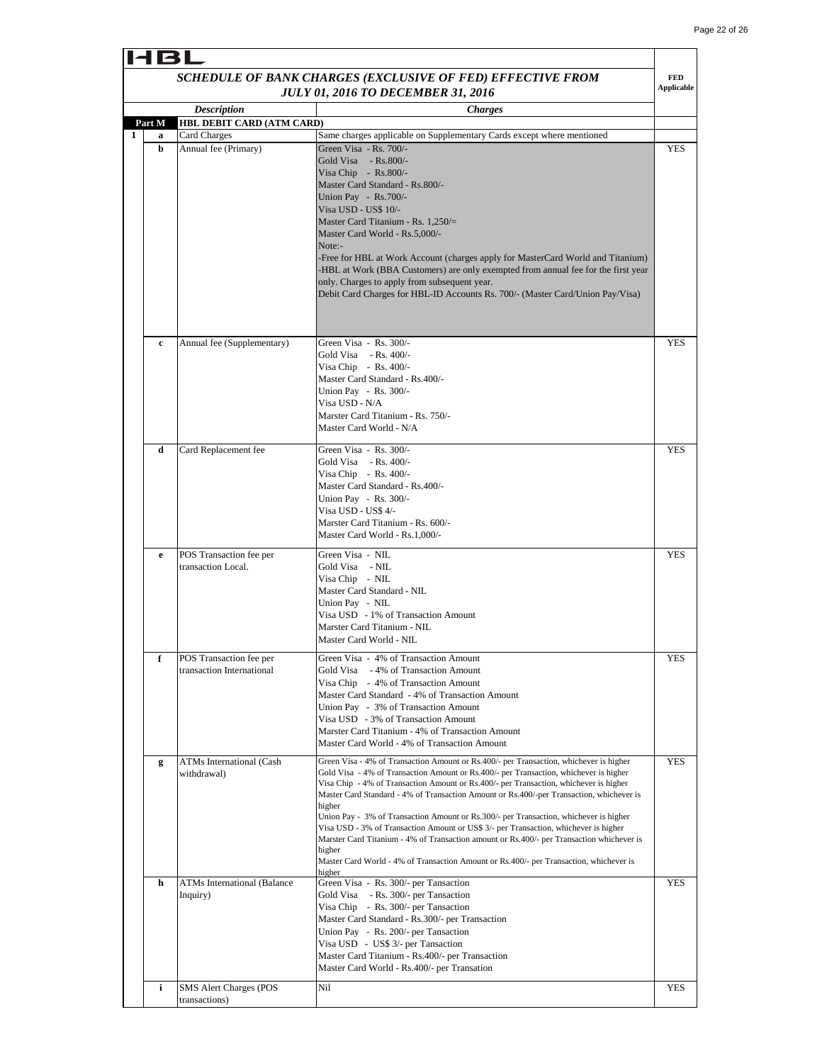# HBL

## SCHEDULE OF BANK CHARGES (EXCLUSIVE OF FED) EFFECTIVE FROM JULY 01, 2016 TO DECEMBER 31, 2016

| | | Description | Charges | FED Applicable |
|---|---|---|---|---|
| **Part M** | | **HBL DEBIT CARD (ATM CARD)** | | |
| 1 | a | Card Charges | Same charges applicable on Supplementary Cards except where mentioned | |
| | b | Annual fee (Primary) | Green Visa - Rs. 700/-<br>Gold Visa - Rs.800/-<br>Visa Chip - Rs.800/-<br>Master Card Standard - Rs.800/-<br>Union Pay - Rs.700/-<br>Visa USD - US$ 10/-<br>Master Card Titanium - Rs. 1,250/=<br>Master Card World - Rs.5,000/-<br>Note:-<br>-Free for HBL at Work Account (charges apply for MasterCard World and Titanium)<br>-HBL at Work (BBA Customers) are only exempted from annual fee for the first year only. Charges to apply from subsequent year.<br>Debit Card Charges for HBL-ID Accounts Rs. 700/- (Master Card/Union Pay/Visa) | YES |
| | c | Annual fee (Supplementary) | Green Visa - Rs. 300/-<br>Gold Visa - Rs. 400/-<br>Visa Chip - Rs. 400/-<br>Master Card Standard - Rs.400/-<br>Union Pay - Rs. 300/-<br>Visa USD - N/A<br>Marster Card Titanium - Rs. 750/-<br>Master Card World - N/A | YES |
| | d | Card Replacement fee | Green Visa - Rs. 300/-<br>Gold Visa - Rs. 400/-<br>Visa Chip - Rs. 400/-<br>Master Card Standard - Rs.400/-<br>Union Pay - Rs. 300/-<br>Visa USD - US$ 4/-<br>Marster Card Titanium - Rs. 600/-<br>Master Card World - Rs.1,000/- | YES |
| | e | POS Transaction fee per transaction Local. | Green Visa - NIL<br>Gold Visa - NIL<br>Visa Chip - NIL<br>Master Card Standard - NIL<br>Union Pay - NIL<br>Visa USD - 1% of Transaction Amount<br>Marster Card Titanium - NIL<br>Master Card World - NIL | YES |
| | f | POS Transaction fee per transaction International | Green Visa - 4% of Transaction Amount<br>Gold Visa - 4% of Transaction Amount<br>Visa Chip - 4% of Transaction Amount<br>Master Card Standard - 4% of Transaction Amount<br>Union Pay - 3% of Transaction Amount<br>Visa USD - 3% of Transaction Amount<br>Marster Card Titanium - 4% of Transaction Amount<br>Master Card World - 4% of Transaction Amount | YES |
| | g | ATMs International (Cash withdrawal) | Green Visa - 4% of Transaction Amount or Rs.400/- per Transaction, whichever is higher<br>Gold Visa - 4% of Transaction Amount or Rs.400/- per Transaction, whichever is higher<br>Visa Chip - 4% of Transaction Amount or Rs.400/- per Transaction, whichever is higher<br>Master Card Standard - 4% of Transaction Amount or Rs.400/-per Transaction, whichever is higher<br>Union Pay - 3% of Transaction Amount or Rs.300/- per Transaction, whichever is higher<br>Visa USD - 3% of Transaction Amount or US$ 3/- per Transaction, whichever is higher<br>Marster Card Titanium - 4% of Transaction amount or Rs.400/- per Transaction whichever is higher<br>Master Card World - 4% of Transaction Amount or Rs.400/- per Transaction, whichever is higher | YES |
| | h | ATMs International (Balance Inquiry) | Green Visa - Rs. 300/- per Tansaction<br>Gold Visa - Rs. 300/- per Tansaction<br>Visa Chip - Rs. 300/- per Tansaction<br>Master Card Standard - Rs.300/- per Transaction<br>Union Pay - Rs. 200/- per Tansaction<br>Visa USD - US$ 3/- per Tansaction<br>Master Card Titanium - Rs.400/- per Transaction<br>Master Card World - Rs.400/- per Transation | YES |
| | i | SMS Alert Charges (POS transactions) | Nil | YES |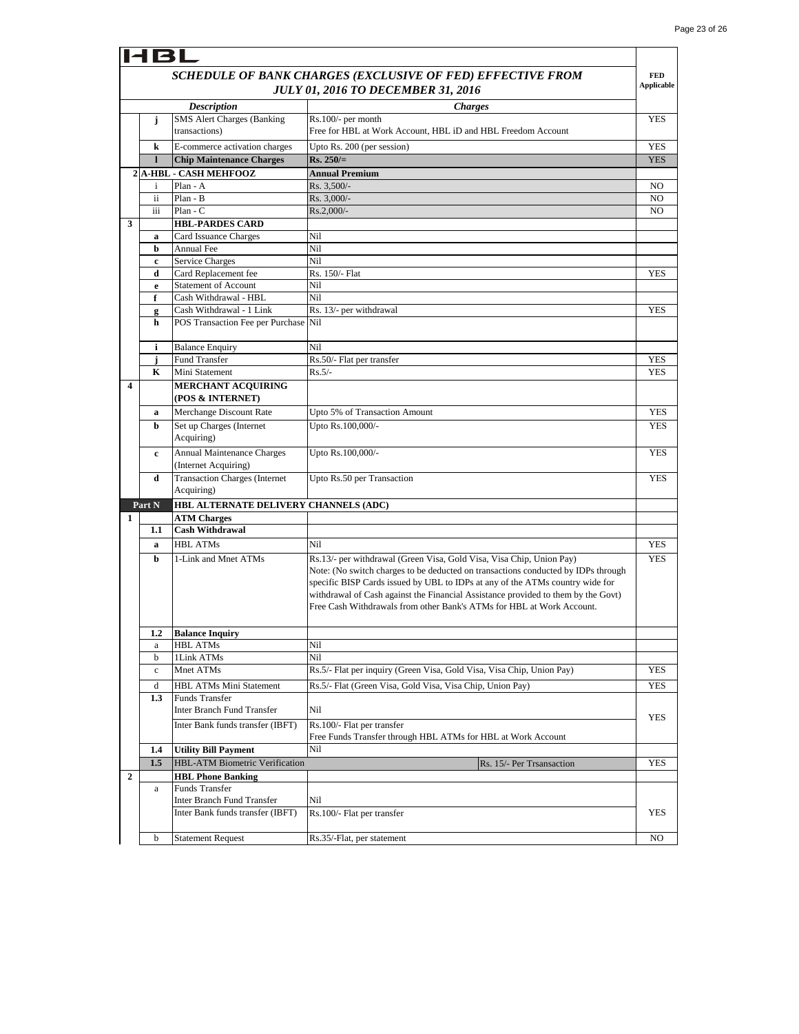HBL

## *SCHEDULE OF BANK CHARGES (EXCLUSIVE OF FED) EFFECTIVE FROM JULY 01, 2016 TO DECEMBER 31, 2016*

| | | *Description* | *Charges* | FED Applicable |
|---|---|---|---|---|
| | j | SMS Alert Charges (Banking transactions) | Rs.100/- per month<br>Free for HBL at Work Account, HBL iD and HBL Freedom Account | YES |
| | k | E-commerce activation charges | Upto Rs. 200 (per session) | YES |
| | l | **Chip Maintenance Charges** | **Rs. 250/=** | YES |
| 2 | | **A-HBL - CASH MEHFOOZ** | **Annual Premium** | |
| | i | Plan - A | Rs. 3,500/- | NO |
| | ii | Plan - B | Rs. 3,000/- | NO |
| | iii | Plan - C | Rs.2,000/- | NO |
| 3 | | **HBL-PARDES CARD** | | |
| | a | Card Issuance Charges | Nil | |
| | b | Annual Fee | Nil | |
| | c | Service Charges | Nil | |
| | d | Card Replacement fee | Rs. 150/- Flat | YES |
| | e | Statement of Account | Nil | |
| | f | Cash Withdrawal - HBL | Nil | |
| | g | Cash Withdrawal - 1 Link | Rs. 13/- per withdrawal | YES |
| | h | POS Transaction Fee per Purchase | Nil | |
| | i | Balance Enquiry | Nil | |
| | j | Fund Transfer | Rs.50/- Flat per transfer | YES |
| | K | Mini Statement | Rs.5/- | YES |
| 4 | | **MERCHANT ACQUIRING (POS & INTERNET)** | | |
| | a | Merchange Discount Rate | Upto 5% of Transaction Amount | YES |
| | b | Set up Charges (Internet Acquiring) | Upto Rs.100,000/- | YES |
| | c | Annual Maintenance Charges (Internet Acquiring) | Upto Rs.100,000/- | YES |
| | d | Transaction Charges (Internet Acquiring) | Upto Rs.50 per Transaction | YES |
| **Part N** | | **HBL ALTERNATE DELIVERY CHANNELS (ADC)** | | |
| 1 | | **ATM Charges** | | |
| | 1.1 | **Cash Withdrawal** | | |
| | a | HBL ATMs | Nil | YES |
| | b | 1-Link and Mnet ATMs | Rs.13/- per withdrawal (Green Visa, Gold Visa, Visa Chip, Union Pay)<br>Note: (No switch charges to be deducted on transactions conducted by IDPs through specific BISP Cards issued by UBL to IDPs at any of the ATMs country wide for withdrawal of Cash against the Financial Assistance provided to them by the Govt)<br>Free Cash Withdrawals from other Bank's ATMs for HBL at Work Account. | YES |
| | 1.2 | **Balance Inquiry** | | |
| | a | HBL ATMs | Nil | |
| | b | 1Link ATMs | Nil | |
| | c | Mnet ATMs | Rs.5/- Flat per inquiry (Green Visa, Gold Visa, Visa Chip, Union Pay) | YES |
| | d | HBL ATMs Mini Statement | Rs.5/- Flat (Green Visa, Gold Visa, Visa Chip, Union Pay) | YES |
| | 1.3 | Funds Transfer<br>Inter Branch Fund Transfer | Nil | YES |
| | | Inter Bank funds transfer (IBFT) | Rs.100/- Flat per transfer<br>Free Funds Transfer through HBL ATMs for HBL at Work Account | |
| | 1.4 | **Utility Bill Payment** | Nil | |
| | 1.5 | HBL-ATM Biometric Verification | Rs. 15/- Per Trsansaction | YES |
| 2 | | **HBL Phone Banking** | | |
| | a | Funds Transfer<br>Inter Branch Fund Transfer | Nil | YES |
| | | Inter Bank funds transfer (IBFT) | Rs.100/- Flat per transfer | |
| | b | Statement Request | Rs.35/-Flat, per statement | NO |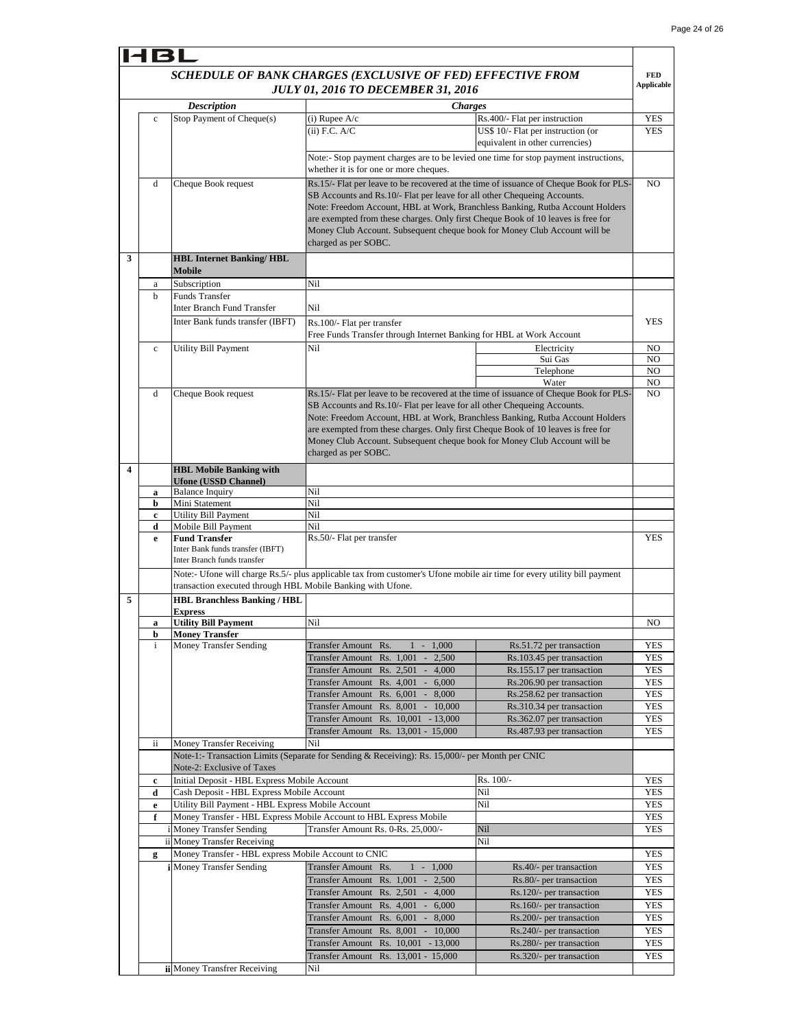HBL

## SCHEDULE OF BANK CHARGES (EXCLUSIVE OF FED) EFFECTIVE FROM JULY 01, 2016 TO DECEMBER 31, 2016

| | | Description | Charges | | FED Applicable |
|---|---|---|---|---|---|
| | c | Stop Payment of Cheque(s) | (i) Rupee A/c | Rs.400/- Flat per instruction | YES |
| | | | (ii) F.C. A/C | US$ 10/- Flat per instruction (or equivalent in other currencies) | YES |
| | | | Note:- Stop payment charges are to be levied one time for stop payment instructions, whether it is for one or more cheques. | | |
| | d | Cheque Book request | Rs.15/- Flat per leave to be recovered at the time of issuance of Cheque Book for PLS-SB Accounts and Rs.10/- Flat per leave for all other Chequeing Accounts. Note: Freedom Account, HBL at Work, Branchless Banking, Rutba Account Holders are exempted from these charges. Only first Cheque Book of 10 leaves is free for Money Club Account. Subsequent cheque book for Money Club Account will be charged as per SOBC. | | NO |
| 3 | | **HBL Internet Banking/ HBL Mobile** | | | |
| | a | Subscription | Nil | | |
| | b | Funds Transfer | | | |
| | | Inter Branch Fund Transfer | Nil | | |
| | | Inter Bank funds transfer (IBFT) | Rs.100/- Flat per transfer. Free Funds Transfer through Internet Banking for HBL at Work Account | | YES |
| | c | Utility Bill Payment | Nil | Electricity | NO |
| | | | | Sui Gas | NO |
| | | | | Telephone | NO |
| | | | | Water | NO |
| | d | Cheque Book request | Rs.15/- Flat per leave to be recovered at the time of issuance of Cheque Book for PLS-SB Accounts and Rs.10/- Flat per leave for all other Chequeing Accounts. Note: Freedom Account, HBL at Work, Branchless Banking, Rutba Account Holders are exempted from these charges. Only first Cheque Book of 10 leaves is free for Money Club Account. Subsequent cheque book for Money Club Account will be charged as per SOBC. | | NO |
| 4 | | **HBL Mobile Banking with Ufone (USSD Channel)** | | | |
| | a | Balance Inquiry | Nil | | |
| | b | Mini Statement | Nil | | |
| | c | Utility Bill Payment | Nil | | |
| | d | Mobile Bill Payment | Nil | | |
| | e | **Fund Transfer** Inter Bank funds transfer (IBFT) Inter Branch funds transfer | Rs.50/- Flat per transfer | | YES |
| | | Note:- Ufone will charge Rs.5/- plus applicable tax from customer's Ufone mobile air time for every utility bill payment transaction executed through HBL Mobile Banking with Ufone. | | | |
| 5 | | **HBL Branchless Banking / HBL Express** | | | |
| | a | **Utility Bill Payment** | Nil | | NO |
| | b | **Money Transfer** | | | |
| | i | Money Transfer Sending | Transfer Amount Rs. 1 - 1,000 | Rs.51.72 per transaction | YES |
| | | | Transfer Amount Rs. 1,001 - 2,500 | Rs.103.45 per transaction | YES |
| | | | Transfer Amount Rs. 2,501 - 4,000 | Rs.155.17 per transaction | YES |
| | | | Transfer Amount Rs. 4,001 - 6,000 | Rs.206.90 per transaction | YES |
| | | | Transfer Amount Rs. 6,001 - 8,000 | Rs.258.62 per transaction | YES |
| | | | Transfer Amount Rs. 8,001 - 10,000 | Rs.310.34 per transaction | YES |
| | | | Transfer Amount Rs. 10,001 - 13,000 | Rs.362.07 per transaction | YES |
| | | | Transfer Amount Rs. 13,001 - 15,000 | Rs.487.93 per transaction | YES |
| | ii | Money Transfer Receiving | Nil | | |
| | | Note-1:- Transaction Limits (Separate for Sending & Receiving): Rs. 15,000/- per Month per CNIC. Note-2: Exclusive of Taxes | | | |
| | c | Initial Deposit - HBL Express Mobile Account | | Rs. 100/- | YES |
| | d | Cash Deposit - HBL Express Mobile Account | | Nil | YES |
| | e | Utility Bill Payment - HBL Express Mobile Account | | Nil | YES |
| | f | Money Transfer - HBL Express Mobile Account to HBL Express Mobile | | | YES |
| | i | Money Transfer Sending | Transfer Amount Rs. 0-Rs. 25,000/- | Nil | YES |
| | ii | Money Transfer Receiving | | Nil | |
| | g | Money Transfer - HBL express Mobile Account to CNIC | | | YES |
| | i | Money Transfer Sending | Transfer Amount Rs. 1 - 1,000 | Rs.40/- per transaction | YES |
| | | | Transfer Amount Rs. 1,001 - 2,500 | Rs.80/- per transaction | YES |
| | | | Transfer Amount Rs. 2,501 - 4,000 | Rs.120/- per transaction | YES |
| | | | Transfer Amount Rs. 4,001 - 6,000 | Rs.160/- per transaction | YES |
| | | | Transfer Amount Rs. 6,001 - 8,000 | Rs.200/- per transaction | YES |
| | | | Transfer Amount Rs. 8,001 - 10,000 | Rs.240/- per transaction | YES |
| | | | Transfer Amount Rs. 10,001 - 13,000 | Rs.280/- per transaction | YES |
| | | | Transfer Amount Rs. 13,001 - 15,000 | Rs.320/- per transaction | YES |
| | ii | Money Transfrer Receiving | Nil | | |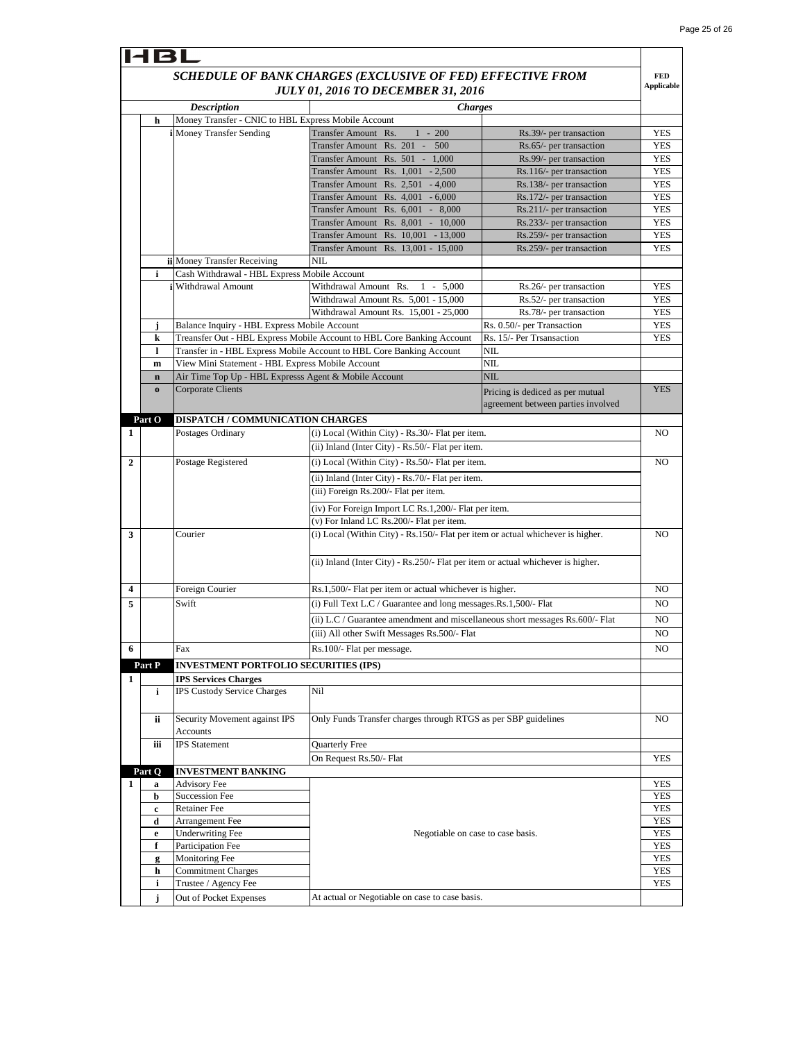HBL

## SCHEDULE OF BANK CHARGES (EXCLUSIVE OF FED) EFFECTIVE FROM JULY 01, 2016 TO DECEMBER 31, 2016

| | | | Description | Charges | | FED Applicable |
|---|---|---|---|---|---|---|
| | h | | Money Transfer - CNIC to HBL Express Mobile Account | | | |
| | | i | Money Transfer Sending | Transfer Amount Rs. 1 - 200 | Rs.39/- per transaction | YES |
| | | | | Transfer Amount Rs. 201 - 500 | Rs.65/- per transaction | YES |
| | | | | Transfer Amount Rs. 501 - 1,000 | Rs.99/- per transaction | YES |
| | | | | Transfer Amount Rs. 1,001 - 2,500 | Rs.116/- per transaction | YES |
| | | | | Transfer Amount Rs. 2,501 - 4,000 | Rs.138/- per transaction | YES |
| | | | | Transfer Amount Rs. 4,001 - 6,000 | Rs.172/- per transaction | YES |
| | | | | Transfer Amount Rs. 6,001 - 8,000 | Rs.211/- per transaction | YES |
| | | | | Transfer Amount Rs. 8,001 - 10,000 | Rs.233/- per transaction | YES |
| | | | | Transfer Amount Rs. 10,001 - 13,000 | Rs.259/- per transaction | YES |
| | | | | Transfer Amount Rs. 13,001 - 15,000 | Rs.259/- per transaction | YES |
| | | ii | Money Transfer Receiving | NIL | | |
| | i | | Cash Withdrawal - HBL Express Mobile Account | | | |
| | | i | Withdrawal Amount | Withdrawal Amount Rs. 1 - 5,000 | Rs.26/- per transaction | YES |
| | | | | Withdrawal Amount Rs. 5,001 - 15,000 | Rs.52/- per transaction | YES |
| | | | | Withdrawal Amount Rs. 15,001 - 25,000 | Rs.78/- per transaction | YES |
| | j | | Balance Inquiry - HBL Express Mobile Account | | Rs. 0.50/- per Transaction | YES |
| | k | | Treansfer Out - HBL Express Mobile Account to HBL Core Banking Account | | Rs. 15/- Per Trsansaction | YES |
| | l | | Transfer in - HBL Express Mobile Account to HBL Core Banking Account | | NIL | |
| | m | | View Mini Statement - HBL Express Mobile Account | | NIL | |
| | n | | Air Time Top Up - HBL Expresss Agent & Mobile Account | | NIL | |
| | o | | Corporate Clients | | Pricing is dediced as per mutual agreement between parties involved | YES |
| Part O | | | **DISPATCH / COMMUNICATION CHARGES** | | | |
| 1 | | | Postages Ordinary | (i) Local (Within City) - Rs.30/- Flat per item. | | NO |
| | | | | (ii) Inland (Inter City) - Rs.50/- Flat per item. | | |
| 2 | | | Postage Registered | (i) Local (Within City) - Rs.50/- Flat per item. | | NO |
| | | | | (ii) Inland (Inter City) - Rs.70/- Flat per item. | | |
| | | | | (iii) Foreign Rs.200/- Flat per item. | | |
| | | | | (iv) For Foreign Import LC Rs.1,200/- Flat per item. | | |
| | | | | (v) For Inland LC Rs.200/- Flat per item. | | |
| 3 | | | Courier | (i) Local (Within City) - Rs.150/- Flat per item or actual whichever is higher. | | NO |
| | | | | (ii) Inland (Inter City) - Rs.250/- Flat per item or actual whichever is higher. | | |
| 4 | | | Foreign Courier | Rs.1,500/- Flat per item or actual whichever is higher. | | NO |
| 5 | | | Swift | (i) Full Text L.C / Guarantee and long messages.Rs.1,500/- Flat | | NO |
| | | | | (ii) L.C / Guarantee amendment and miscellaneous short messages Rs.600/- Flat | | NO |
| | | | | (iii) All other Swift Messages Rs.500/- Flat | | NO |
| 6 | | | Fax | Rs.100/- Flat per message. | | NO |
| Part P | | | **INVESTMENT PORTFOLIO SECURITIES (IPS)** | | | |
| 1 | | | **IPS Services Charges** | | | |
| | i | | IPS Custody Service Charges | Nil | | |
| | ii | | Security Movement against IPS Accounts | Only Funds Transfer charges through RTGS as per SBP guidelines | | NO |
| | iii | | IPS Statement | Quarterly Free | | |
| | | | | On Request Rs.50/- Flat | | YES |
| Part Q | | | **INVESTMENT BANKING** | | | |
| 1 | a | | Advisory Fee | Negotiable on case to case basis. | | YES |
| | b | | Succession Fee | | | YES |
| | c | | Retainer Fee | | | YES |
| | d | | Arrangement Fee | | | YES |
| | e | | Underwriting Fee | | | YES |
| | f | | Participation Fee | | | YES |
| | g | | Monitoring Fee | | | YES |
| | h | | Commitment Charges | | | YES |
| | i | | Trustee / Agency Fee | | | YES |
| | j | | Out of Pocket Expenses | At actual or Negotiable on case to case basis. | | |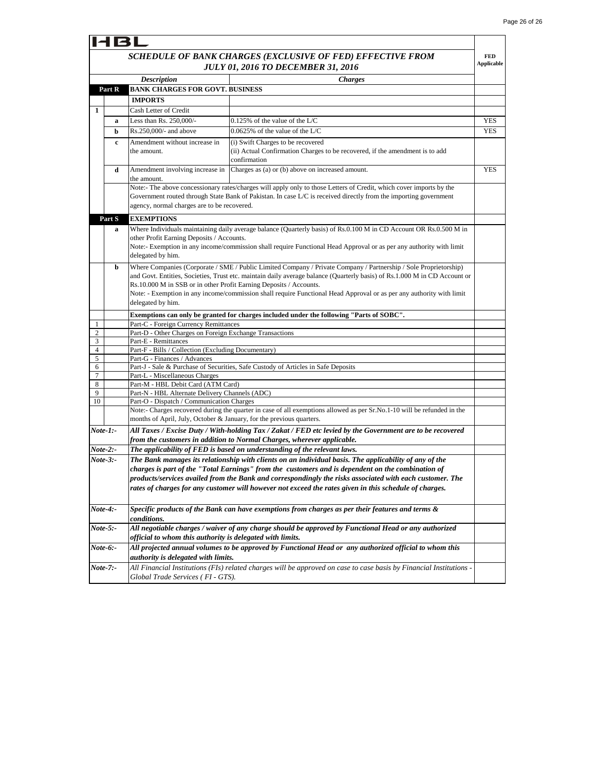HBL

| | | *SCHEDULE OF BANK CHARGES (EXCLUSIVE OF FED) EFFECTIVE FROM JULY 01, 2016 TO DECEMBER 31, 2016* | | FED Applicable |
|---|---|---|---|---|
| | | ***Description*** | ***Charges*** | |
| **Part R** | | **BANK CHARGES FOR GOVT. BUSINESS** | | |
| | | **IMPORTS** | | |
| **1** | | Cash Letter of Credit | | |
| | **a** | Less than Rs. 250,000/- | 0.125% of the value of the L/C | YES |
| | **b** | Rs.250,000/- and above | 0.0625% of the value of the L/C | YES |
| | **c** | Amendment without increase in the amount. | (i) Swift Charges to be recovered<br>(ii) Actual Confirmation Charges to be recovered, if the amendment is to add confirmation | |
| | **d** | Amendment involving increase in the amount. | Charges as (a) or (b) above on increased amount. | YES |
| | | Note:- The above concessionary rates/charges will apply only to those Letters of Credit, which cover imports by the Government routed through State Bank of Pakistan. In case L/C is received directly from the importing government agency, normal charges are to be recovered. | | |
| **Part S** | | **EXEMPTIONS** | | |
| | **a** | Where Individuals maintaining daily average balance (Quarterly basis) of Rs.0.100 M in CD Account OR Rs.0.500 M in other Profit Earning Deposits / Accounts.<br>Note:- Exemption in any income/commission shall require Functional Head Approval or as per any authority with limit delegated by him. | | |
| | **b** | Where Companies (Corporate / SME / Public Limited Company / Private Company / Partnership / Sole Proprietorship) and Govt. Entities, Societies, Trust etc. maintain daily average balance (Quarterly basis) of Rs.1.000 M in CD Account or Rs.10.000 M in SSB or in other Profit Earning Deposits / Accounts.<br>Note: - Exemption in any income/commission shall require Functional Head Approval or as per any authority with limit delegated by him. | | |
| | | **Exemptions can only be granted for charges included under the following "Parts of SOBC".** | | |
| 1 | | Part-C - Foreign Currency Remittances | | |
| 2 | | Part-D - Other Charges on Foreign Exchange Transactions | | |
| 3 | | Part-E - Remittances | | |
| 4 | | Part-F - Bills / Collection (Excluding Documentary) | | |
| 5 | | Part-G - Finances / Advances | | |
| 6 | | Part-J - Sale & Purchase of Securities, Safe Custody of Articles in Safe Deposits | | |
| 7 | | Part-L - Miscellaneous Charges | | |
| 8 | | Part-M - HBL Debit Card (ATM Card) | | |
| 9 | | Part-N - HBL Alternate Delivery Channels (ADC) | | |
| 10 | | Part-O - Dispatch / Communication Charges | | |
| | | Note:- Charges recovered during the quarter in case of all exemptions allowed as per Sr.No.1-10 will be refunded in the months of April, July, October & January, for the previous quarters. | | |
| ***Note-1:-*** | | ***All Taxes / Excise Duty / With-holding Tax / Zakat / FED etc levied by the Government are to be recovered from the customers in addition to Normal Charges, wherever applicable.*** | | |
| ***Note-2:-*** | | ***The applicability of FED is based on understanding of the relevant laws.*** | | |
| ***Note-3:-*** | | ***The Bank manages its relationship with clients on an individual basis. The applicability of any of the charges is part of the "Total Earnings" from the customers and is dependent on the combination of products/services availed from the Bank and correspondingly the risks associated with each customer. The rates of charges for any customer will however not exceed the rates given in this schedule of charges.*** | | |
| ***Note-4:-*** | | ***Specific products of the Bank can have exemptions from charges as per their features and terms & conditions.*** | | |
| ***Note-5:-*** | | ***All negotiable charges / waiver of any charge should be approved by Functional Head or any authorized official to whom this authority is delegated with limits.*** | | |
| ***Note-6:-*** | | ***All projected annual volumes to be approved by Functional Head or any authorized official to whom this authority is delegated with limits.*** | | |
| ***Note-7:-*** | | *All Financial Institutions (FIs) related charges will be approved on case to case basis by Financial Institutions - Global Trade Services ( FI - GTS).* | | |